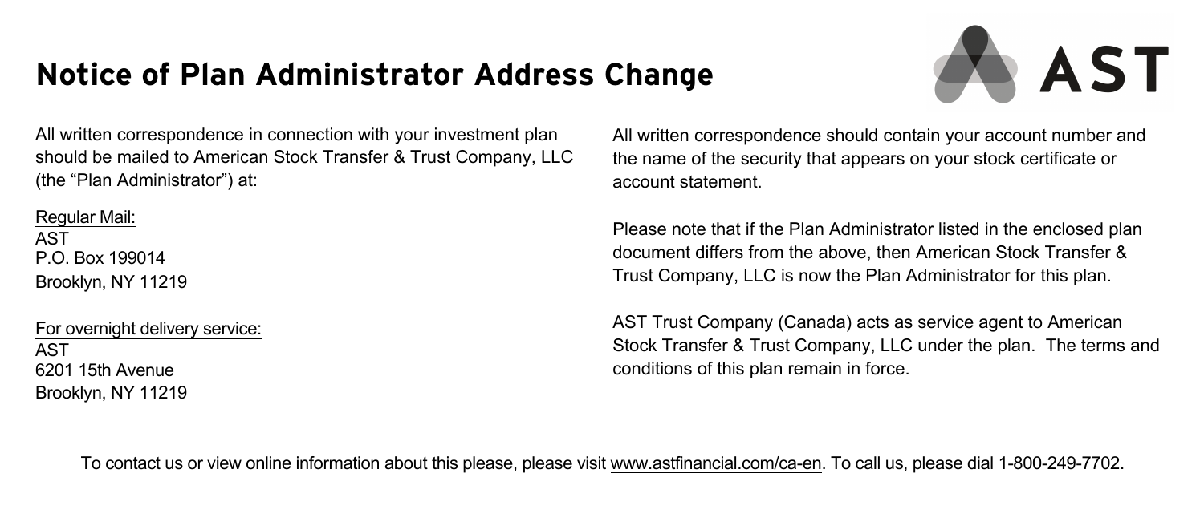# Notice of Plan Administrator Address Change

All written correspondence in connection with your investment plan should be mailed to American Stock Transfer & Trust Company, LLC (the "Plan Administrator") at:

Regular Mail:
AST
P.O. Box 199014
Brooklyn, NY 11219

For overnight delivery service:
AST
6201 15th Avenue
Brooklyn, NY 11219

All written correspondence should contain your account number and the name of the security that appears on your stock certificate or account statement.

Please note that if the Plan Administrator listed in the enclosed plan document differs from the above, then American Stock Transfer & Trust Company, LLC is now the Plan Administrator for this plan.

AST Trust Company (Canada) acts as service agent to American Stock Transfer & Trust Company, LLC under the plan. The terms and conditions of this plan remain in force.

To contact us or view online information about this please, please visit www.astfinancial.com/ca-en. To call us, please dial 1-800-249-7702.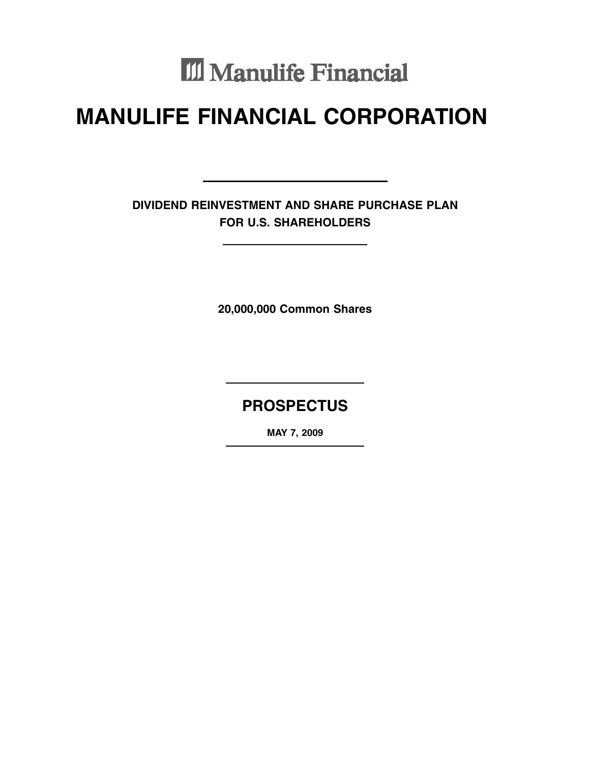Manulife Financial

# MANULIFE FINANCIAL CORPORATION

---

**DIVIDEND REINVESTMENT AND SHARE PURCHASE PLAN**
**FOR U.S. SHAREHOLDERS**

---

**20,000,000 Common Shares**

---

## PROSPECTUS

**MAY 7, 2009**

---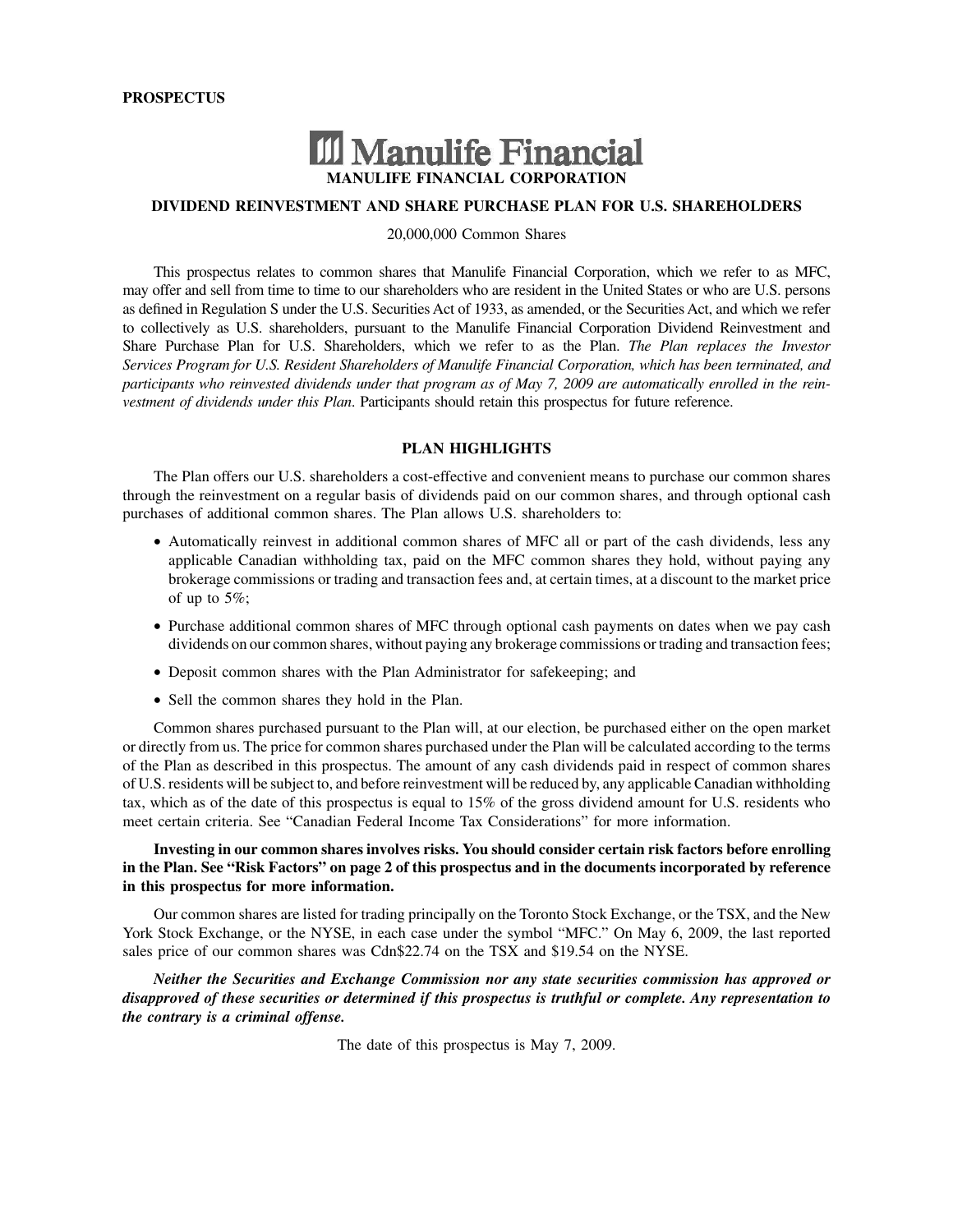**PROSPECTUS**

# Manulife Financial

**MANULIFE FINANCIAL CORPORATION**

**DIVIDEND REINVESTMENT AND SHARE PURCHASE PLAN FOR U.S. SHAREHOLDERS**

20,000,000 Common Shares

This prospectus relates to common shares that Manulife Financial Corporation, which we refer to as MFC, may offer and sell from time to time to our shareholders who are resident in the United States or who are U.S. persons as defined in Regulation S under the U.S. Securities Act of 1933, as amended, or the Securities Act, and which we refer to collectively as U.S. shareholders, pursuant to the Manulife Financial Corporation Dividend Reinvestment and Share Purchase Plan for U.S. Shareholders, which we refer to as the Plan. *The Plan replaces the Investor Services Program for U.S. Resident Shareholders of Manulife Financial Corporation, which has been terminated, and participants who reinvested dividends under that program as of May 7, 2009 are automatically enrolled in the reinvestment of dividends under this Plan*. Participants should retain this prospectus for future reference.

## PLAN HIGHLIGHTS

The Plan offers our U.S. shareholders a cost-effective and convenient means to purchase our common shares through the reinvestment on a regular basis of dividends paid on our common shares, and through optional cash purchases of additional common shares. The Plan allows U.S. shareholders to:

- Automatically reinvest in additional common shares of MFC all or part of the cash dividends, less any applicable Canadian withholding tax, paid on the MFC common shares they hold, without paying any brokerage commissions or trading and transaction fees and, at certain times, at a discount to the market price of up to 5%;
- Purchase additional common shares of MFC through optional cash payments on dates when we pay cash dividends on our common shares, without paying any brokerage commissions or trading and transaction fees;
- Deposit common shares with the Plan Administrator for safekeeping; and
- Sell the common shares they hold in the Plan.

Common shares purchased pursuant to the Plan will, at our election, be purchased either on the open market or directly from us. The price for common shares purchased under the Plan will be calculated according to the terms of the Plan as described in this prospectus. The amount of any cash dividends paid in respect of common shares of U.S. residents will be subject to, and before reinvestment will be reduced by, any applicable Canadian withholding tax, which as of the date of this prospectus is equal to 15% of the gross dividend amount for U.S. residents who meet certain criteria. See "Canadian Federal Income Tax Considerations" for more information.

**Investing in our common shares involves risks. You should consider certain risk factors before enrolling in the Plan. See "Risk Factors" on page 2 of this prospectus and in the documents incorporated by reference in this prospectus for more information.**

Our common shares are listed for trading principally on the Toronto Stock Exchange, or the TSX, and the New York Stock Exchange, or the NYSE, in each case under the symbol "MFC." On May 6, 2009, the last reported sales price of our common shares was Cdn$22.74 on the TSX and $19.54 on the NYSE.

***Neither the Securities and Exchange Commission nor any state securities commission has approved or disapproved of these securities or determined if this prospectus is truthful or complete. Any representation to the contrary is a criminal offense.***

The date of this prospectus is May 7, 2009.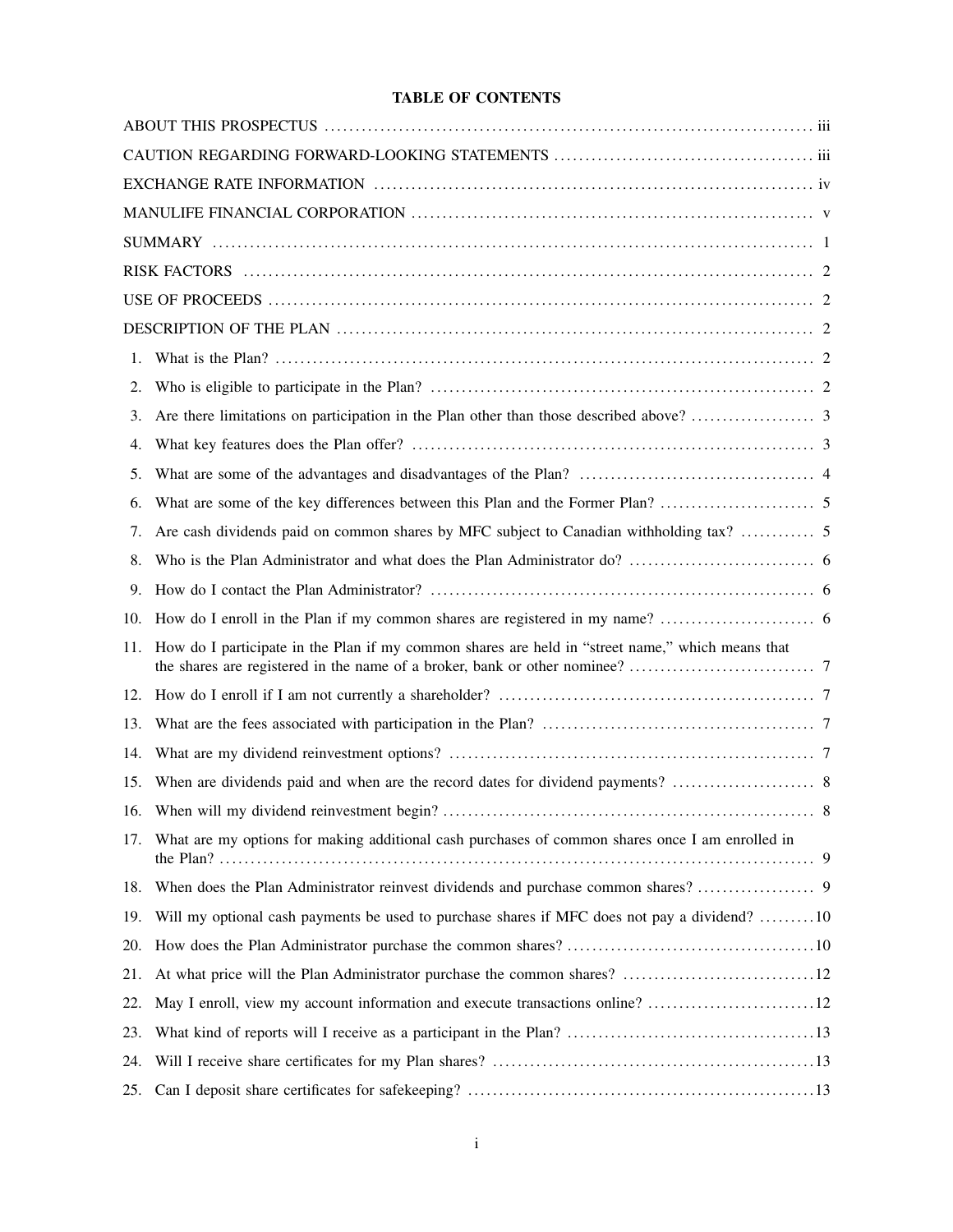# TABLE OF CONTENTS

| | |
|---|---|
| ABOUT THIS PROSPECTUS | iii |
| CAUTION REGARDING FORWARD-LOOKING STATEMENTS | iii |
| EXCHANGE RATE INFORMATION | iv |
| MANULIFE FINANCIAL CORPORATION | v |
| SUMMARY | 1 |
| RISK FACTORS | 2 |
| USE OF PROCEEDS | 2 |
| DESCRIPTION OF THE PLAN | 2 |
| 1. What is the Plan? | 2 |
| 2. Who is eligible to participate in the Plan? | 2 |
| 3. Are there limitations on participation in the Plan other than those described above? | 3 |
| 4. What key features does the Plan offer? | 3 |
| 5. What are some of the advantages and disadvantages of the Plan? | 4 |
| 6. What are some of the key differences between this Plan and the Former Plan? | 5 |
| 7. Are cash dividends paid on common shares by MFC subject to Canadian withholding tax? | 5 |
| 8. Who is the Plan Administrator and what does the Plan Administrator do? | 6 |
| 9. How do I contact the Plan Administrator? | 6 |
| 10. How do I enroll in the Plan if my common shares are registered in my name? | 6 |
| 11. How do I participate in the Plan if my common shares are held in "street name," which means that the shares are registered in the name of a broker, bank or other nominee? | 7 |
| 12. How do I enroll if I am not currently a shareholder? | 7 |
| 13. What are the fees associated with participation in the Plan? | 7 |
| 14. What are my dividend reinvestment options? | 7 |
| 15. When are dividends paid and when are the record dates for dividend payments? | 8 |
| 16. When will my dividend reinvestment begin? | 8 |
| 17. What are my options for making additional cash purchases of common shares once I am enrolled in the Plan? | 9 |
| 18. When does the Plan Administrator reinvest dividends and purchase common shares? | 9 |
| 19. Will my optional cash payments be used to purchase shares if MFC does not pay a dividend? | 10 |
| 20. How does the Plan Administrator purchase the common shares? | 10 |
| 21. At what price will the Plan Administrator purchase the common shares? | 12 |
| 22. May I enroll, view my account information and execute transactions online? | 12 |
| 23. What kind of reports will I receive as a participant in the Plan? | 13 |
| 24. Will I receive share certificates for my Plan shares? | 13 |
| 25. Can I deposit share certificates for safekeeping? | 13 |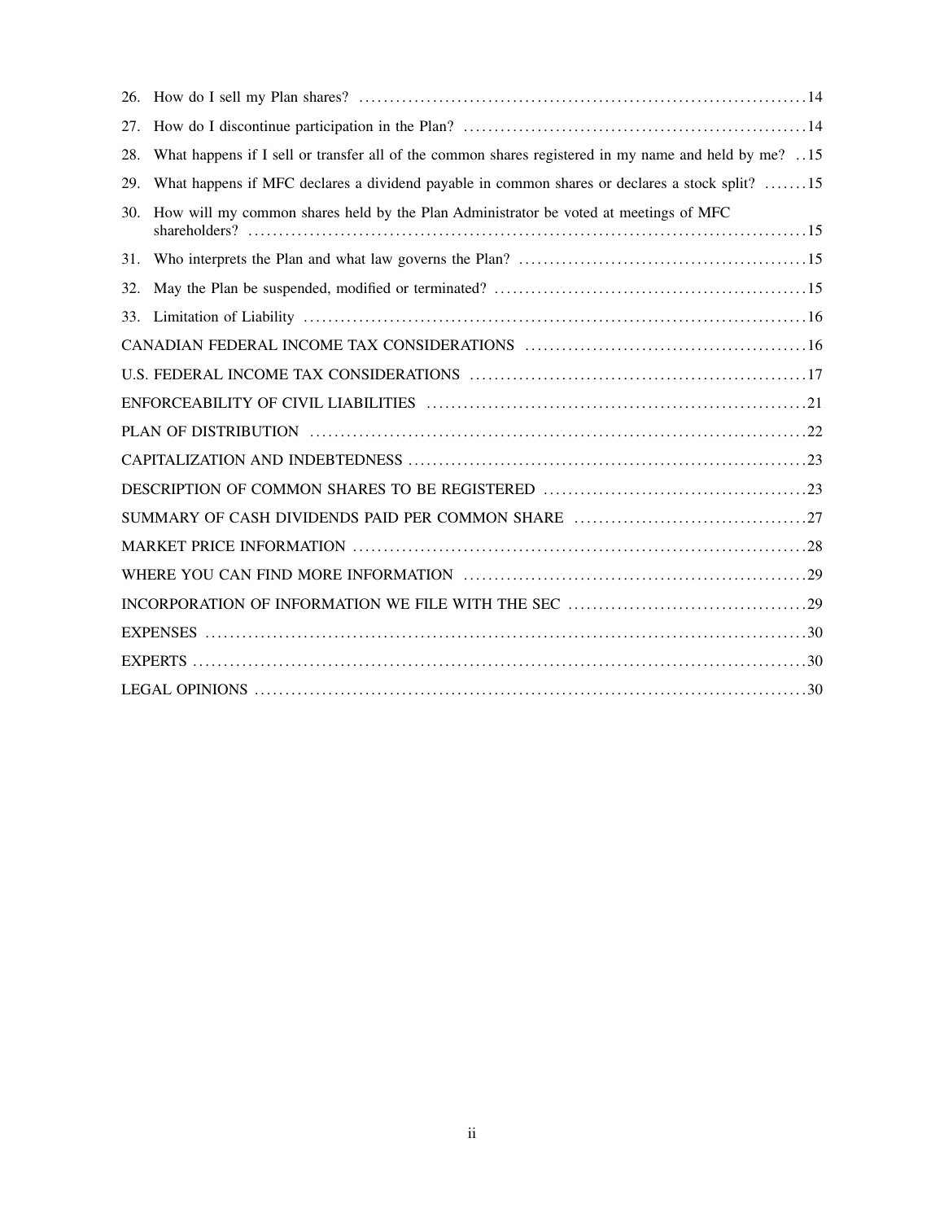26. How do I sell my Plan shares? ....................................................................... 14
27. How do I discontinue participation in the Plan? ....................................................... 14
28. What happens if I sell or transfer all of the common shares registered in my name and held by me? .. 15
29. What happens if MFC declares a dividend payable in common shares or declares a stock split? ....... 15
30. How will my common shares held by the Plan Administrator be voted at meetings of MFC shareholders? ......................................................................................... 15
31. Who interprets the Plan and what law governs the Plan? ............................................... 15
32. May the Plan be suspended, modified or terminated? ................................................... 15
33. Limitation of Liability ................................................................................ 16

CANADIAN FEDERAL INCOME TAX CONSIDERATIONS ............................................. 16
U.S. FEDERAL INCOME TAX CONSIDERATIONS ...................................................... 17
ENFORCEABILITY OF CIVIL LIABILITIES ............................................................ 21
PLAN OF DISTRIBUTION ............................................................................... 22
CAPITALIZATION AND INDEBTEDNESS ............................................................... 23
DESCRIPTION OF COMMON SHARES TO BE REGISTERED .......................................... 23
SUMMARY OF CASH DIVIDENDS PAID PER COMMON SHARE ..................................... 27
MARKET PRICE INFORMATION ........................................................................ 28
WHERE YOU CAN FIND MORE INFORMATION ....................................................... 29
INCORPORATION OF INFORMATION WE FILE WITH THE SEC ...................................... 29
EXPENSES ................................................................................................ 30
EXPERTS .................................................................................................. 30
LEGAL OPINIONS ........................................................................................ 30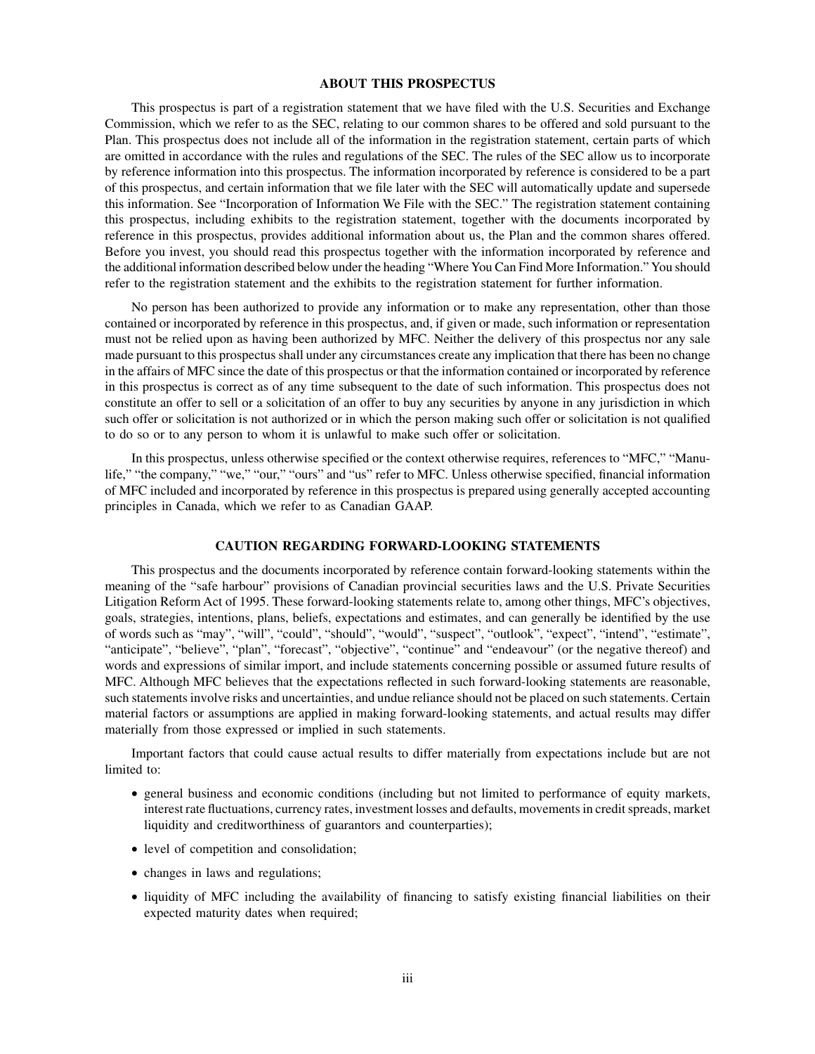## ABOUT THIS PROSPECTUS

This prospectus is part of a registration statement that we have filed with the U.S. Securities and Exchange Commission, which we refer to as the SEC, relating to our common shares to be offered and sold pursuant to the Plan. This prospectus does not include all of the information in the registration statement, certain parts of which are omitted in accordance with the rules and regulations of the SEC. The rules of the SEC allow us to incorporate by reference information into this prospectus. The information incorporated by reference is considered to be a part of this prospectus, and certain information that we file later with the SEC will automatically update and supersede this information. See "Incorporation of Information We File with the SEC." The registration statement containing this prospectus, including exhibits to the registration statement, together with the documents incorporated by reference in this prospectus, provides additional information about us, the Plan and the common shares offered. Before you invest, you should read this prospectus together with the information incorporated by reference and the additional information described below under the heading "Where You Can Find More Information." You should refer to the registration statement and the exhibits to the registration statement for further information.

No person has been authorized to provide any information or to make any representation, other than those contained or incorporated by reference in this prospectus, and, if given or made, such information or representation must not be relied upon as having been authorized by MFC. Neither the delivery of this prospectus nor any sale made pursuant to this prospectus shall under any circumstances create any implication that there has been no change in the affairs of MFC since the date of this prospectus or that the information contained or incorporated by reference in this prospectus is correct as of any time subsequent to the date of such information. This prospectus does not constitute an offer to sell or a solicitation of an offer to buy any securities by anyone in any jurisdiction in which such offer or solicitation is not authorized or in which the person making such offer or solicitation is not qualified to do so or to any person to whom it is unlawful to make such offer or solicitation.

In this prospectus, unless otherwise specified or the context otherwise requires, references to "MFC," "Manulife," "the company," "we," "our," "ours" and "us" refer to MFC. Unless otherwise specified, financial information of MFC included and incorporated by reference in this prospectus is prepared using generally accepted accounting principles in Canada, which we refer to as Canadian GAAP.

## CAUTION REGARDING FORWARD-LOOKING STATEMENTS

This prospectus and the documents incorporated by reference contain forward-looking statements within the meaning of the "safe harbour" provisions of Canadian provincial securities laws and the U.S. Private Securities Litigation Reform Act of 1995. These forward-looking statements relate to, among other things, MFC's objectives, goals, strategies, intentions, plans, beliefs, expectations and estimates, and can generally be identified by the use of words such as "may", "will", "could", "should", "would", "suspect", "outlook", "expect", "intend", "estimate", "anticipate", "believe", "plan", "forecast", "objective", "continue" and "endeavour" (or the negative thereof) and words and expressions of similar import, and include statements concerning possible or assumed future results of MFC. Although MFC believes that the expectations reflected in such forward-looking statements are reasonable, such statements involve risks and uncertainties, and undue reliance should not be placed on such statements. Certain material factors or assumptions are applied in making forward-looking statements, and actual results may differ materially from those expressed or implied in such statements.

Important factors that could cause actual results to differ materially from expectations include but are not limited to:

- general business and economic conditions (including but not limited to performance of equity markets, interest rate fluctuations, currency rates, investment losses and defaults, movements in credit spreads, market liquidity and creditworthiness of guarantors and counterparties);
- level of competition and consolidation;
- changes in laws and regulations;
- liquidity of MFC including the availability of financing to satisfy existing financial liabilities on their expected maturity dates when required;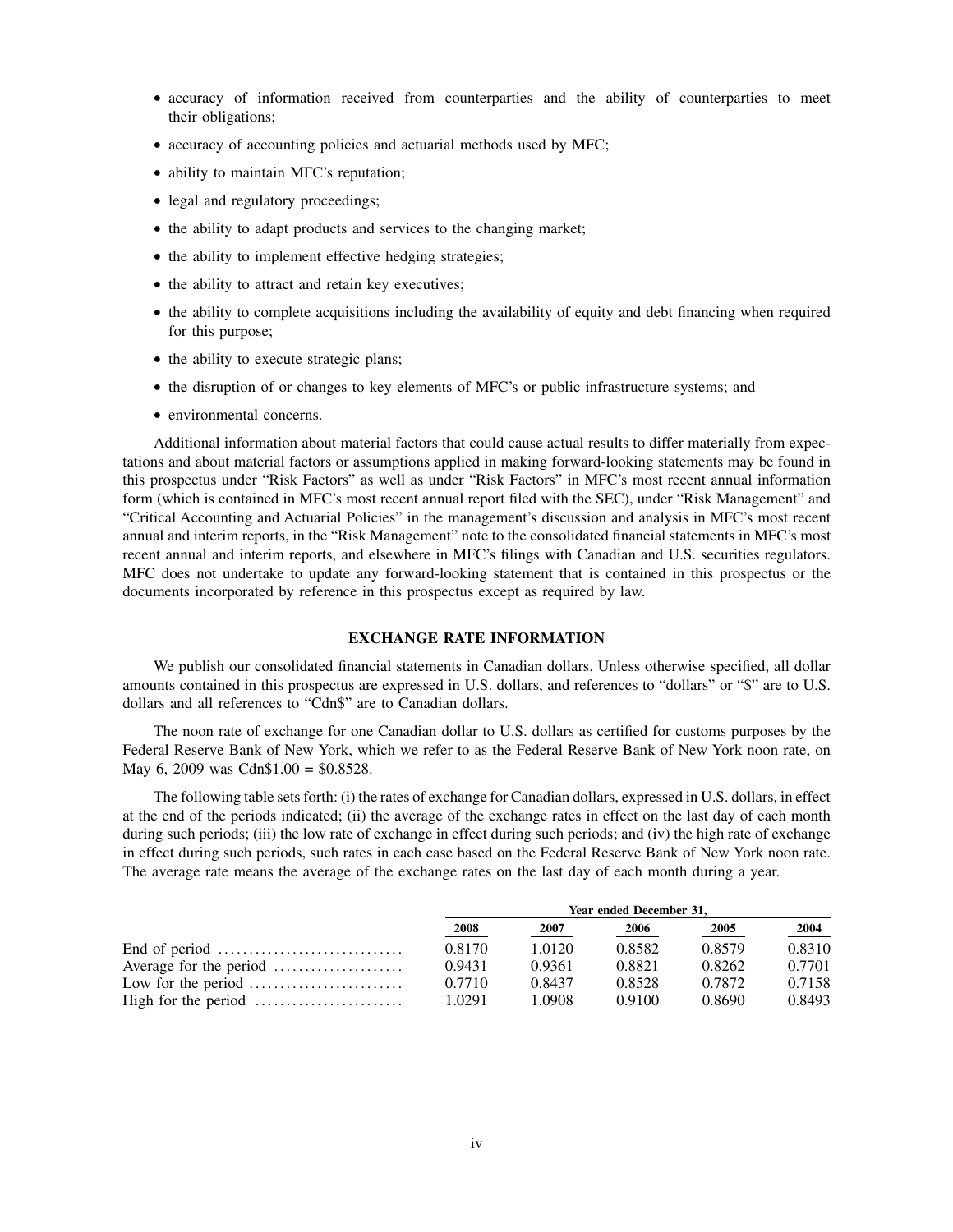- accuracy of information received from counterparties and the ability of counterparties to meet their obligations;
- accuracy of accounting policies and actuarial methods used by MFC;
- ability to maintain MFC's reputation;
- legal and regulatory proceedings;
- the ability to adapt products and services to the changing market;
- the ability to implement effective hedging strategies;
- the ability to attract and retain key executives;
- the ability to complete acquisitions including the availability of equity and debt financing when required for this purpose;
- the ability to execute strategic plans;
- the disruption of or changes to key elements of MFC's or public infrastructure systems; and
- environmental concerns.

Additional information about material factors that could cause actual results to differ materially from expectations and about material factors or assumptions applied in making forward-looking statements may be found in this prospectus under "Risk Factors" as well as under "Risk Factors" in MFC's most recent annual information form (which is contained in MFC's most recent annual report filed with the SEC), under "Risk Management" and "Critical Accounting and Actuarial Policies" in the management's discussion and analysis in MFC's most recent annual and interim reports, in the "Risk Management" note to the consolidated financial statements in MFC's most recent annual and interim reports, and elsewhere in MFC's filings with Canadian and U.S. securities regulators. MFC does not undertake to update any forward-looking statement that is contained in this prospectus or the documents incorporated by reference in this prospectus except as required by law.

## EXCHANGE RATE INFORMATION

We publish our consolidated financial statements in Canadian dollars. Unless otherwise specified, all dollar amounts contained in this prospectus are expressed in U.S. dollars, and references to "dollars" or "$" are to U.S. dollars and all references to "Cdn$" are to Canadian dollars.

The noon rate of exchange for one Canadian dollar to U.S. dollars as certified for customs purposes by the Federal Reserve Bank of New York, which we refer to as the Federal Reserve Bank of New York noon rate, on May 6, 2009 was Cdn$1.00 = $0.8528.

The following table sets forth: (i) the rates of exchange for Canadian dollars, expressed in U.S. dollars, in effect at the end of the periods indicated; (ii) the average of the exchange rates in effect on the last day of each month during such periods; (iii) the low rate of exchange in effect during such periods; and (iv) the high rate of exchange in effect during such periods, such rates in each case based on the Federal Reserve Bank of New York noon rate. The average rate means the average of the exchange rates on the last day of each month during a year.

| | Year ended December 31, | | | | |
|---|---|---|---|---|---|
| | 2008 | 2007 | 2006 | 2005 | 2004 |
| End of period | 0.8170 | 1.0120 | 0.8582 | 0.8579 | 0.8310 |
| Average for the period | 0.9431 | 0.9361 | 0.8821 | 0.8262 | 0.7701 |
| Low for the period | 0.7710 | 0.8437 | 0.8528 | 0.7872 | 0.7158 |
| High for the period | 1.0291 | 1.0908 | 0.9100 | 0.8690 | 0.8493 |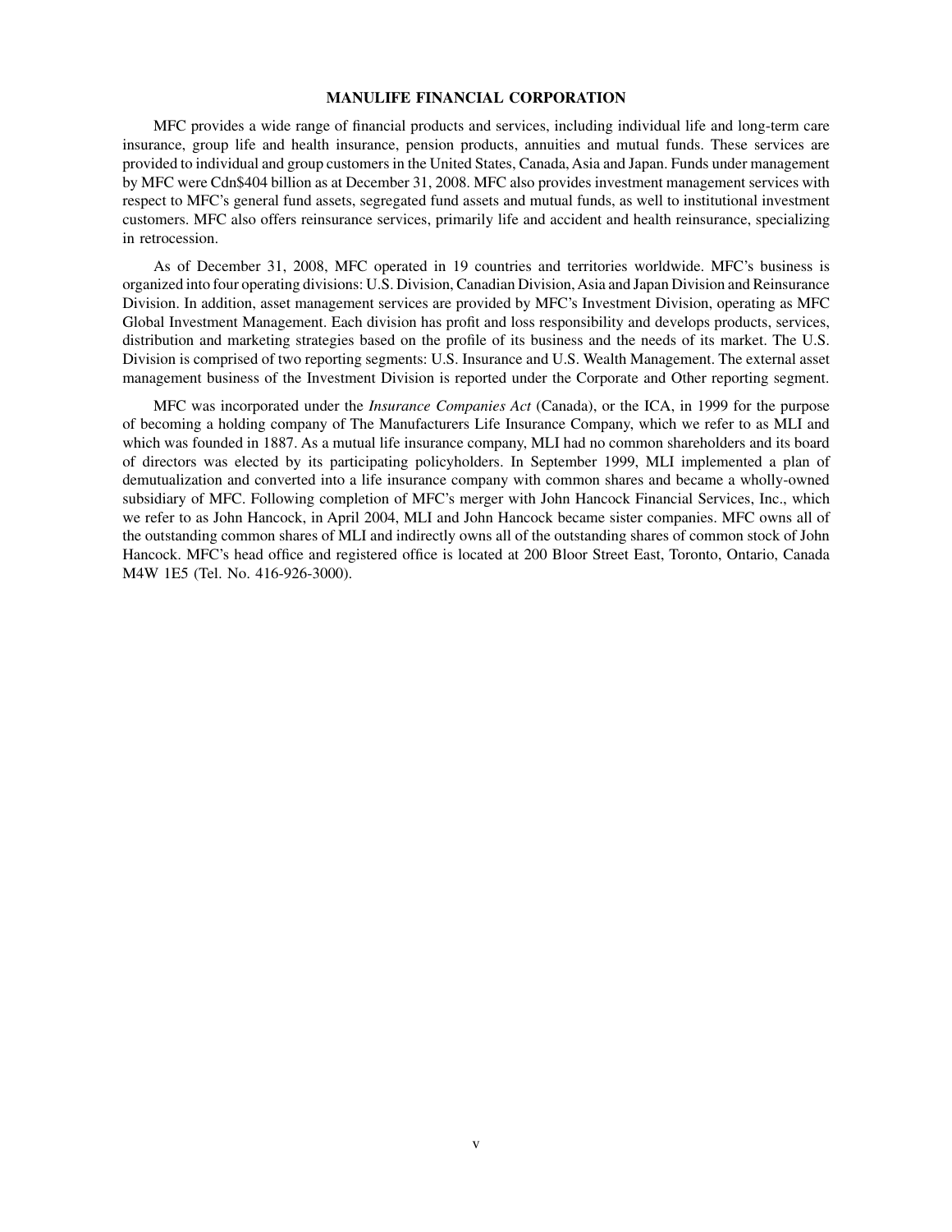## MANULIFE FINANCIAL CORPORATION

MFC provides a wide range of financial products and services, including individual life and long-term care insurance, group life and health insurance, pension products, annuities and mutual funds. These services are provided to individual and group customers in the United States, Canada, Asia and Japan. Funds under management by MFC were Cdn$404 billion as at December 31, 2008. MFC also provides investment management services with respect to MFC's general fund assets, segregated fund assets and mutual funds, as well to institutional investment customers. MFC also offers reinsurance services, primarily life and accident and health reinsurance, specializing in retrocession.

As of December 31, 2008, MFC operated in 19 countries and territories worldwide. MFC's business is organized into four operating divisions: U.S. Division, Canadian Division, Asia and Japan Division and Reinsurance Division. In addition, asset management services are provided by MFC's Investment Division, operating as MFC Global Investment Management. Each division has profit and loss responsibility and develops products, services, distribution and marketing strategies based on the profile of its business and the needs of its market. The U.S. Division is comprised of two reporting segments: U.S. Insurance and U.S. Wealth Management. The external asset management business of the Investment Division is reported under the Corporate and Other reporting segment.

MFC was incorporated under the *Insurance Companies Act* (Canada), or the ICA, in 1999 for the purpose of becoming a holding company of The Manufacturers Life Insurance Company, which we refer to as MLI and which was founded in 1887. As a mutual life insurance company, MLI had no common shareholders and its board of directors was elected by its participating policyholders. In September 1999, MLI implemented a plan of demutualization and converted into a life insurance company with common shares and became a wholly-owned subsidiary of MFC. Following completion of MFC's merger with John Hancock Financial Services, Inc., which we refer to as John Hancock, in April 2004, MLI and John Hancock became sister companies. MFC owns all of the outstanding common shares of MLI and indirectly owns all of the outstanding shares of common stock of John Hancock. MFC's head office and registered office is located at 200 Bloor Street East, Toronto, Ontario, Canada M4W 1E5 (Tel. No. 416-926-3000).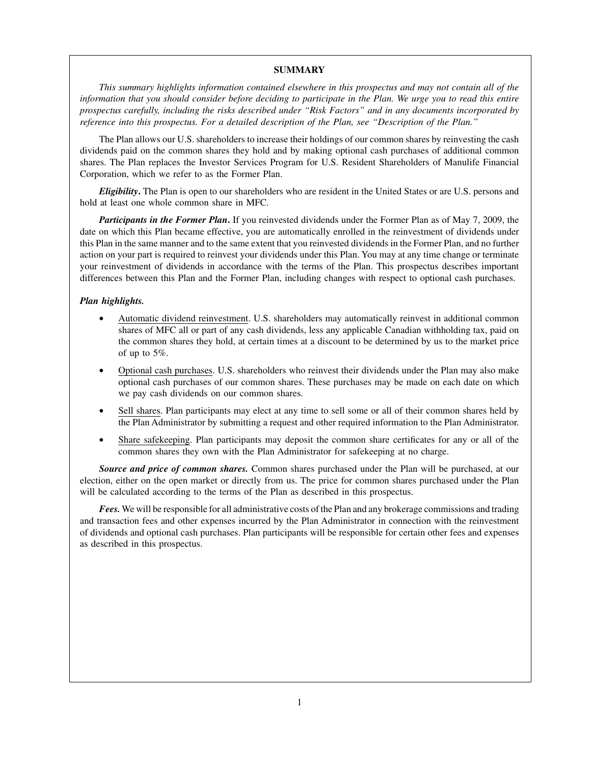## SUMMARY

*This summary highlights information contained elsewhere in this prospectus and may not contain all of the information that you should consider before deciding to participate in the Plan. We urge you to read this entire prospectus carefully, including the risks described under "Risk Factors" and in any documents incorporated by reference into this prospectus. For a detailed description of the Plan, see "Description of the Plan."*

The Plan allows our U.S. shareholders to increase their holdings of our common shares by reinvesting the cash dividends paid on the common shares they hold and by making optional cash purchases of additional common shares. The Plan replaces the Investor Services Program for U.S. Resident Shareholders of Manulife Financial Corporation, which we refer to as the Former Plan.

***Eligibility*.** The Plan is open to our shareholders who are resident in the United States or are U.S. persons and hold at least one whole common share in MFC.

***Participants in the Former Plan*.** If you reinvested dividends under the Former Plan as of May 7, 2009, the date on which this Plan became effective, you are automatically enrolled in the reinvestment of dividends under this Plan in the same manner and to the same extent that you reinvested dividends in the Former Plan, and no further action on your part is required to reinvest your dividends under this Plan. You may at any time change or terminate your reinvestment of dividends in accordance with the terms of the Plan. This prospectus describes important differences between this Plan and the Former Plan, including changes with respect to optional cash purchases.

***Plan highlights.***

- Automatic dividend reinvestment. U.S. shareholders may automatically reinvest in additional common shares of MFC all or part of any cash dividends, less any applicable Canadian withholding tax, paid on the common shares they hold, at certain times at a discount to be determined by us to the market price of up to 5%.
- Optional cash purchases. U.S. shareholders who reinvest their dividends under the Plan may also make optional cash purchases of our common shares. These purchases may be made on each date on which we pay cash dividends on our common shares.
- Sell shares. Plan participants may elect at any time to sell some or all of their common shares held by the Plan Administrator by submitting a request and other required information to the Plan Administrator.
- Share safekeeping. Plan participants may deposit the common share certificates for any or all of the common shares they own with the Plan Administrator for safekeeping at no charge.

***Source and price of common shares.*** Common shares purchased under the Plan will be purchased, at our election, either on the open market or directly from us. The price for common shares purchased under the Plan will be calculated according to the terms of the Plan as described in this prospectus.

***Fees.*** We will be responsible for all administrative costs of the Plan and any brokerage commissions and trading and transaction fees and other expenses incurred by the Plan Administrator in connection with the reinvestment of dividends and optional cash purchases. Plan participants will be responsible for certain other fees and expenses as described in this prospectus.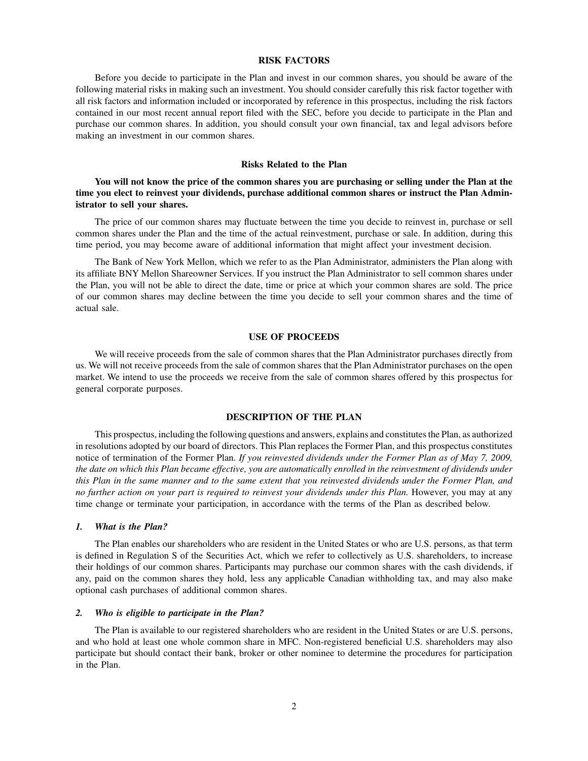## RISK FACTORS

Before you decide to participate in the Plan and invest in our common shares, you should be aware of the following material risks in making such an investment. You should consider carefully this risk factor together with all risk factors and information included or incorporated by reference in this prospectus, including the risk factors contained in our most recent annual report filed with the SEC, before you decide to participate in the Plan and purchase our common shares. In addition, you should consult your own financial, tax and legal advisors before making an investment in our common shares.

### Risks Related to the Plan

**You will not know the price of the common shares you are purchasing or selling under the Plan at the time you elect to reinvest your dividends, purchase additional common shares or instruct the Plan Administrator to sell your shares.**

The price of our common shares may fluctuate between the time you decide to reinvest in, purchase or sell common shares under the Plan and the time of the actual reinvestment, purchase or sale. In addition, during this time period, you may become aware of additional information that might affect your investment decision.

The Bank of New York Mellon, which we refer to as the Plan Administrator, administers the Plan along with its affiliate BNY Mellon Shareowner Services. If you instruct the Plan Administrator to sell common shares under the Plan, you will not be able to direct the date, time or price at which your common shares are sold. The price of our common shares may decline between the time you decide to sell your common shares and the time of actual sale.

## USE OF PROCEEDS

We will receive proceeds from the sale of common shares that the Plan Administrator purchases directly from us. We will not receive proceeds from the sale of common shares that the Plan Administrator purchases on the open market. We intend to use the proceeds we receive from the sale of common shares offered by this prospectus for general corporate purposes.

## DESCRIPTION OF THE PLAN

This prospectus, including the following questions and answers, explains and constitutes the Plan, as authorized in resolutions adopted by our board of directors. This Plan replaces the Former Plan, and this prospectus constitutes notice of termination of the Former Plan. *If you reinvested dividends under the Former Plan as of May 7, 2009, the date on which this Plan became effective, you are automatically enrolled in the reinvestment of dividends under this Plan in the same manner and to the same extent that you reinvested dividends under the Former Plan, and no further action on your part is required to reinvest your dividends under this Plan.* However, you may at any time change or terminate your participation, in accordance with the terms of the Plan as described below.

### *1. What is the Plan?*

The Plan enables our shareholders who are resident in the United States or who are U.S. persons, as that term is defined in Regulation S of the Securities Act, which we refer to collectively as U.S. shareholders, to increase their holdings of our common shares. Participants may purchase our common shares with the cash dividends, if any, paid on the common shares they hold, less any applicable Canadian withholding tax, and may also make optional cash purchases of additional common shares.

### *2. Who is eligible to participate in the Plan?*

The Plan is available to our registered shareholders who are resident in the United States or are U.S. persons, and who hold at least one whole common share in MFC. Non-registered beneficial U.S. shareholders may also participate but should contact their bank, broker or other nominee to determine the procedures for participation in the Plan.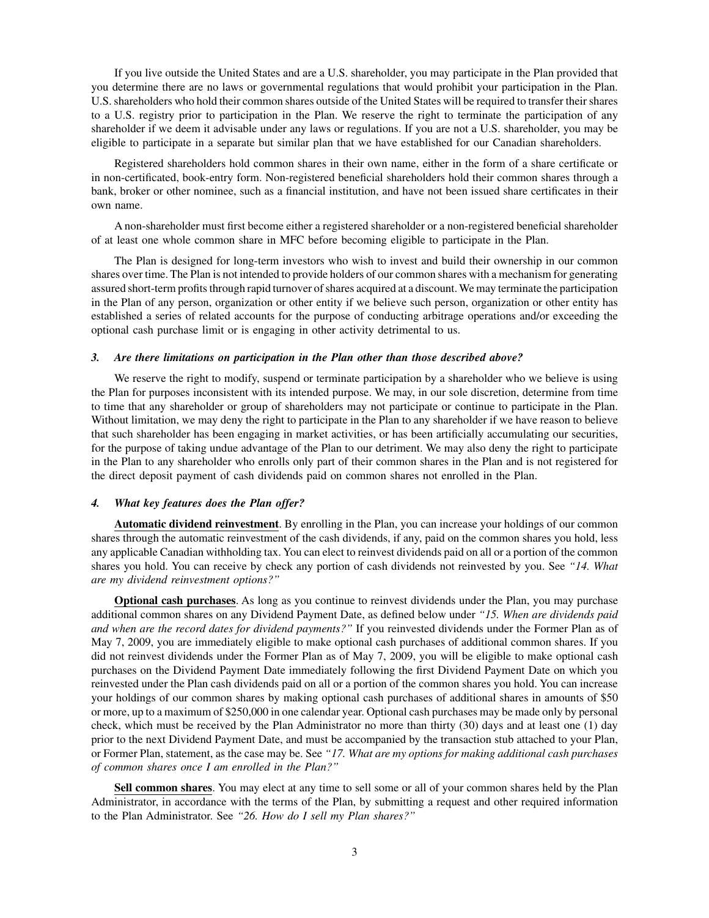If you live outside the United States and are a U.S. shareholder, you may participate in the Plan provided that you determine there are no laws or governmental regulations that would prohibit your participation in the Plan. U.S. shareholders who hold their common shares outside of the United States will be required to transfer their shares to a U.S. registry prior to participation in the Plan. We reserve the right to terminate the participation of any shareholder if we deem it advisable under any laws or regulations. If you are not a U.S. shareholder, you may be eligible to participate in a separate but similar plan that we have established for our Canadian shareholders.

Registered shareholders hold common shares in their own name, either in the form of a share certificate or in non-certificated, book-entry form. Non-registered beneficial shareholders hold their common shares through a bank, broker or other nominee, such as a financial institution, and have not been issued share certificates in their own name.

A non-shareholder must first become either a registered shareholder or a non-registered beneficial shareholder of at least one whole common share in MFC before becoming eligible to participate in the Plan.

The Plan is designed for long-term investors who wish to invest and build their ownership in our common shares over time. The Plan is not intended to provide holders of our common shares with a mechanism for generating assured short-term profits through rapid turnover of shares acquired at a discount. We may terminate the participation in the Plan of any person, organization or other entity if we believe such person, organization or other entity has established a series of related accounts for the purpose of conducting arbitrage operations and/or exceeding the optional cash purchase limit or is engaging in other activity detrimental to us.

### *3. Are there limitations on participation in the Plan other than those described above?*

We reserve the right to modify, suspend or terminate participation by a shareholder who we believe is using the Plan for purposes inconsistent with its intended purpose. We may, in our sole discretion, determine from time to time that any shareholder or group of shareholders may not participate or continue to participate in the Plan. Without limitation, we may deny the right to participate in the Plan to any shareholder if we have reason to believe that such shareholder has been engaging in market activities, or has been artificially accumulating our securities, for the purpose of taking undue advantage of the Plan to our detriment. We may also deny the right to participate in the Plan to any shareholder who enrolls only part of their common shares in the Plan and is not registered for the direct deposit payment of cash dividends paid on common shares not enrolled in the Plan.

### *4. What key features does the Plan offer?*

**Automatic dividend reinvestment**. By enrolling in the Plan, you can increase your holdings of our common shares through the automatic reinvestment of the cash dividends, if any, paid on the common shares you hold, less any applicable Canadian withholding tax. You can elect to reinvest dividends paid on all or a portion of the common shares you hold. You can receive by check any portion of cash dividends not reinvested by you. See *"14. What are my dividend reinvestment options?"*

**Optional cash purchases**. As long as you continue to reinvest dividends under the Plan, you may purchase additional common shares on any Dividend Payment Date, as defined below under *"15. When are dividends paid and when are the record dates for dividend payments?"* If you reinvested dividends under the Former Plan as of May 7, 2009, you are immediately eligible to make optional cash purchases of additional common shares. If you did not reinvest dividends under the Former Plan as of May 7, 2009, you will be eligible to make optional cash purchases on the Dividend Payment Date immediately following the first Dividend Payment Date on which you reinvested under the Plan cash dividends paid on all or a portion of the common shares you hold. You can increase your holdings of our common shares by making optional cash purchases of additional shares in amounts of $50 or more, up to a maximum of $250,000 in one calendar year. Optional cash purchases may be made only by personal check, which must be received by the Plan Administrator no more than thirty (30) days and at least one (1) day prior to the next Dividend Payment Date, and must be accompanied by the transaction stub attached to your Plan, or Former Plan, statement, as the case may be. See *"17. What are my options for making additional cash purchases of common shares once I am enrolled in the Plan?"*

**Sell common shares**. You may elect at any time to sell some or all of your common shares held by the Plan Administrator, in accordance with the terms of the Plan, by submitting a request and other required information to the Plan Administrator. See *"26. How do I sell my Plan shares?"*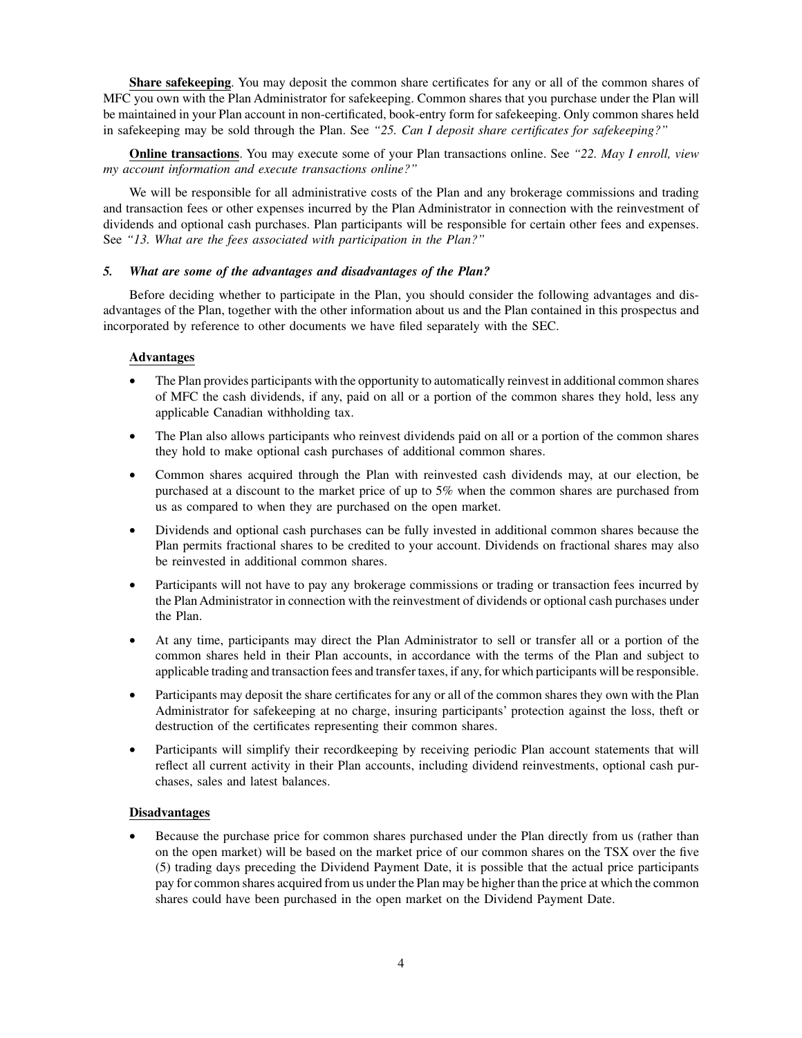**Share safekeeping**. You may deposit the common share certificates for any or all of the common shares of MFC you own with the Plan Administrator for safekeeping. Common shares that you purchase under the Plan will be maintained in your Plan account in non-certificated, book-entry form for safekeeping. Only common shares held in safekeeping may be sold through the Plan. See *"25. Can I deposit share certificates for safekeeping?"*

**Online transactions**. You may execute some of your Plan transactions online. See *"22. May I enroll, view my account information and execute transactions online?"*

We will be responsible for all administrative costs of the Plan and any brokerage commissions and trading and transaction fees or other expenses incurred by the Plan Administrator in connection with the reinvestment of dividends and optional cash purchases. Plan participants will be responsible for certain other fees and expenses. See *"13. What are the fees associated with participation in the Plan?"*

### *5. What are some of the advantages and disadvantages of the Plan?*

Before deciding whether to participate in the Plan, you should consider the following advantages and disadvantages of the Plan, together with the other information about us and the Plan contained in this prospectus and incorporated by reference to other documents we have filed separately with the SEC.

**Advantages**

- The Plan provides participants with the opportunity to automatically reinvest in additional common shares of MFC the cash dividends, if any, paid on all or a portion of the common shares they hold, less any applicable Canadian withholding tax.
- The Plan also allows participants who reinvest dividends paid on all or a portion of the common shares they hold to make optional cash purchases of additional common shares.
- Common shares acquired through the Plan with reinvested cash dividends may, at our election, be purchased at a discount to the market price of up to 5% when the common shares are purchased from us as compared to when they are purchased on the open market.
- Dividends and optional cash purchases can be fully invested in additional common shares because the Plan permits fractional shares to be credited to your account. Dividends on fractional shares may also be reinvested in additional common shares.
- Participants will not have to pay any brokerage commissions or trading or transaction fees incurred by the Plan Administrator in connection with the reinvestment of dividends or optional cash purchases under the Plan.
- At any time, participants may direct the Plan Administrator to sell or transfer all or a portion of the common shares held in their Plan accounts, in accordance with the terms of the Plan and subject to applicable trading and transaction fees and transfer taxes, if any, for which participants will be responsible.
- Participants may deposit the share certificates for any or all of the common shares they own with the Plan Administrator for safekeeping at no charge, insuring participants' protection against the loss, theft or destruction of the certificates representing their common shares.
- Participants will simplify their recordkeeping by receiving periodic Plan account statements that will reflect all current activity in their Plan accounts, including dividend reinvestments, optional cash purchases, sales and latest balances.

**Disadvantages**

- Because the purchase price for common shares purchased under the Plan directly from us (rather than on the open market) will be based on the market price of our common shares on the TSX over the five (5) trading days preceding the Dividend Payment Date, it is possible that the actual price participants pay for common shares acquired from us under the Plan may be higher than the price at which the common shares could have been purchased in the open market on the Dividend Payment Date.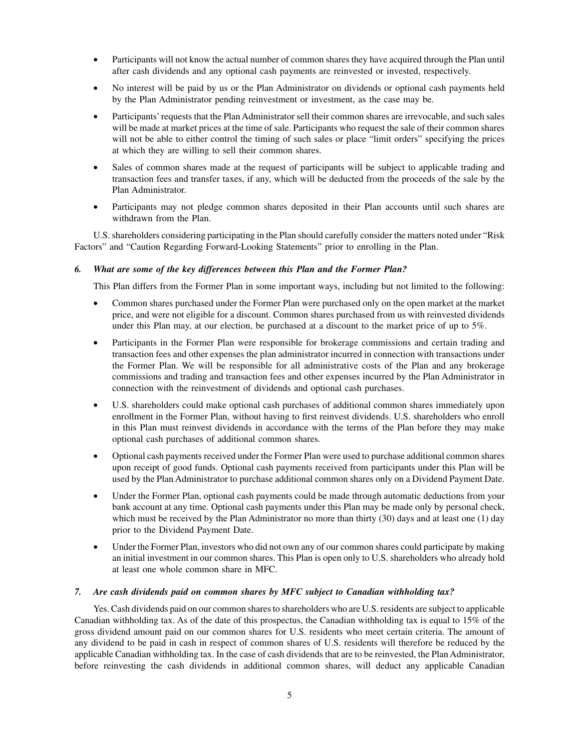- Participants will not know the actual number of common shares they have acquired through the Plan until after cash dividends and any optional cash payments are reinvested or invested, respectively.
- No interest will be paid by us or the Plan Administrator on dividends or optional cash payments held by the Plan Administrator pending reinvestment or investment, as the case may be.
- Participants' requests that the Plan Administrator sell their common shares are irrevocable, and such sales will be made at market prices at the time of sale. Participants who request the sale of their common shares will not be able to either control the timing of such sales or place "limit orders" specifying the prices at which they are willing to sell their common shares.
- Sales of common shares made at the request of participants will be subject to applicable trading and transaction fees and transfer taxes, if any, which will be deducted from the proceeds of the sale by the Plan Administrator.
- Participants may not pledge common shares deposited in their Plan accounts until such shares are withdrawn from the Plan.

U.S. shareholders considering participating in the Plan should carefully consider the matters noted under "Risk Factors" and "Caution Regarding Forward-Looking Statements" prior to enrolling in the Plan.

### *6. What are some of the key differences between this Plan and the Former Plan?*

This Plan differs from the Former Plan in some important ways, including but not limited to the following:

- Common shares purchased under the Former Plan were purchased only on the open market at the market price, and were not eligible for a discount. Common shares purchased from us with reinvested dividends under this Plan may, at our election, be purchased at a discount to the market price of up to 5%.
- Participants in the Former Plan were responsible for brokerage commissions and certain trading and transaction fees and other expenses the plan administrator incurred in connection with transactions under the Former Plan. We will be responsible for all administrative costs of the Plan and any brokerage commissions and trading and transaction fees and other expenses incurred by the Plan Administrator in connection with the reinvestment of dividends and optional cash purchases.
- U.S. shareholders could make optional cash purchases of additional common shares immediately upon enrollment in the Former Plan, without having to first reinvest dividends. U.S. shareholders who enroll in this Plan must reinvest dividends in accordance with the terms of the Plan before they may make optional cash purchases of additional common shares.
- Optional cash payments received under the Former Plan were used to purchase additional common shares upon receipt of good funds. Optional cash payments received from participants under this Plan will be used by the Plan Administrator to purchase additional common shares only on a Dividend Payment Date.
- Under the Former Plan, optional cash payments could be made through automatic deductions from your bank account at any time. Optional cash payments under this Plan may be made only by personal check, which must be received by the Plan Administrator no more than thirty (30) days and at least one (1) day prior to the Dividend Payment Date.
- Under the Former Plan, investors who did not own any of our common shares could participate by making an initial investment in our common shares. This Plan is open only to U.S. shareholders who already hold at least one whole common share in MFC.

### *7. Are cash dividends paid on common shares by MFC subject to Canadian withholding tax?*

Yes. Cash dividends paid on our common shares to shareholders who are U.S. residents are subject to applicable Canadian withholding tax. As of the date of this prospectus, the Canadian withholding tax is equal to 15% of the gross dividend amount paid on our common shares for U.S. residents who meet certain criteria. The amount of any dividend to be paid in cash in respect of common shares of U.S. residents will therefore be reduced by the applicable Canadian withholding tax. In the case of cash dividends that are to be reinvested, the Plan Administrator, before reinvesting the cash dividends in additional common shares, will deduct any applicable Canadian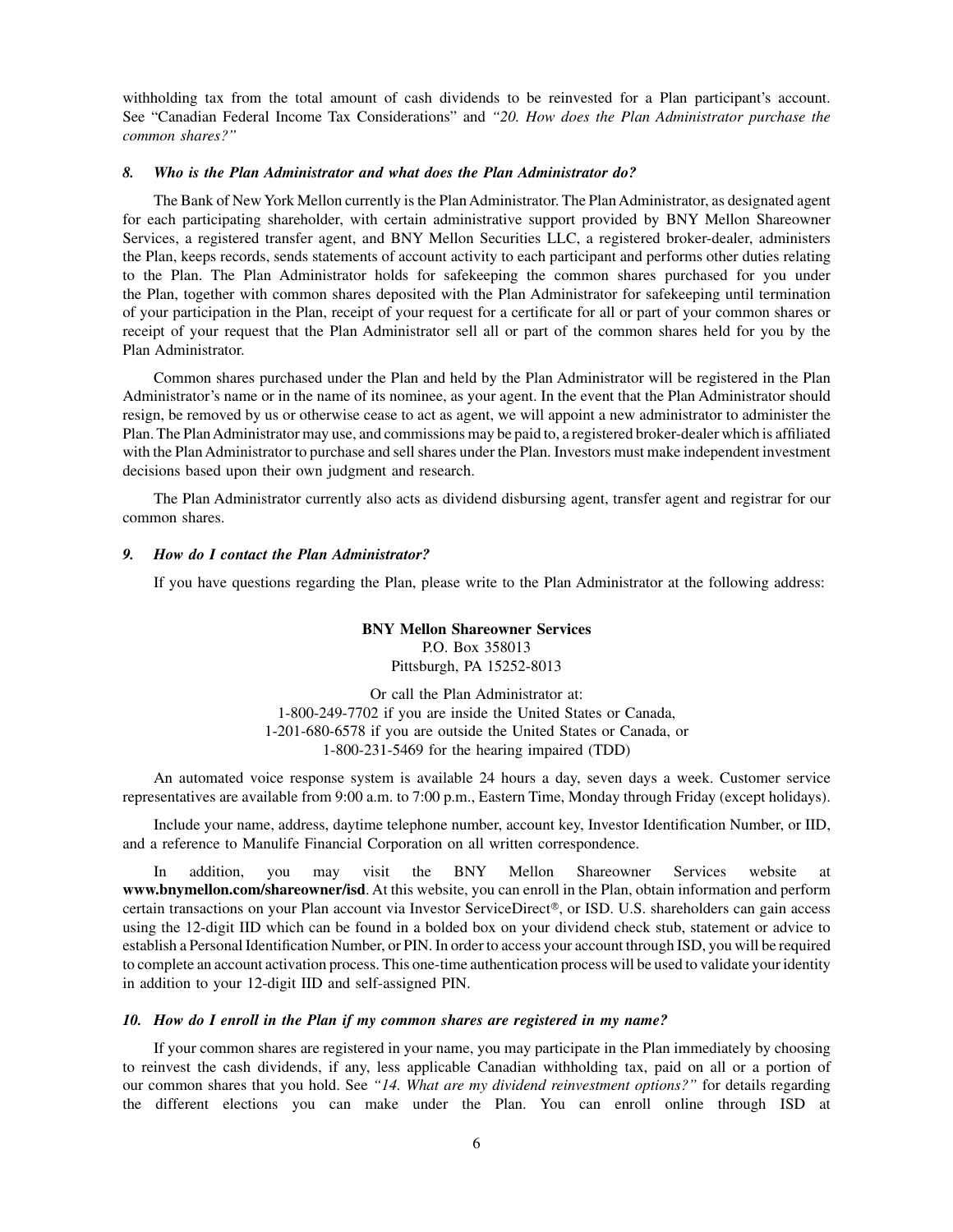withholding tax from the total amount of cash dividends to be reinvested for a Plan participant's account. See "Canadian Federal Income Tax Considerations" and *"20. How does the Plan Administrator purchase the common shares?"*

### *8. Who is the Plan Administrator and what does the Plan Administrator do?*

The Bank of New York Mellon currently is the Plan Administrator. The Plan Administrator, as designated agent for each participating shareholder, with certain administrative support provided by BNY Mellon Shareowner Services, a registered transfer agent, and BNY Mellon Securities LLC, a registered broker-dealer, administers the Plan, keeps records, sends statements of account activity to each participant and performs other duties relating to the Plan. The Plan Administrator holds for safekeeping the common shares purchased for you under the Plan, together with common shares deposited with the Plan Administrator for safekeeping until termination of your participation in the Plan, receipt of your request for a certificate for all or part of your common shares or receipt of your request that the Plan Administrator sell all or part of the common shares held for you by the Plan Administrator.

Common shares purchased under the Plan and held by the Plan Administrator will be registered in the Plan Administrator's name or in the name of its nominee, as your agent. In the event that the Plan Administrator should resign, be removed by us or otherwise cease to act as agent, we will appoint a new administrator to administer the Plan. The Plan Administrator may use, and commissions may be paid to, a registered broker-dealer which is affiliated with the Plan Administrator to purchase and sell shares under the Plan. Investors must make independent investment decisions based upon their own judgment and research.

The Plan Administrator currently also acts as dividend disbursing agent, transfer agent and registrar for our common shares.

### *9. How do I contact the Plan Administrator?*

If you have questions regarding the Plan, please write to the Plan Administrator at the following address:

**BNY Mellon Shareowner Services**
P.O. Box 358013
Pittsburgh, PA 15252-8013

Or call the Plan Administrator at:
1-800-249-7702 if you are inside the United States or Canada,
1-201-680-6578 if you are outside the United States or Canada, or
1-800-231-5469 for the hearing impaired (TDD)

An automated voice response system is available 24 hours a day, seven days a week. Customer service representatives are available from 9:00 a.m. to 7:00 p.m., Eastern Time, Monday through Friday (except holidays).

Include your name, address, daytime telephone number, account key, Investor Identification Number, or IID, and a reference to Manulife Financial Corporation on all written correspondence.

In addition, you may visit the BNY Mellon Shareowner Services website at **www.bnymellon.com/shareowner/isd**. At this website, you can enroll in the Plan, obtain information and perform certain transactions on your Plan account via Investor ServiceDirect®, or ISD. U.S. shareholders can gain access using the 12-digit IID which can be found in a bolded box on your dividend check stub, statement or advice to establish a Personal Identification Number, or PIN. In order to access your account through ISD, you will be required to complete an account activation process. This one-time authentication process will be used to validate your identity in addition to your 12-digit IID and self-assigned PIN.

### *10. How do I enroll in the Plan if my common shares are registered in my name?*

If your common shares are registered in your name, you may participate in the Plan immediately by choosing to reinvest the cash dividends, if any, less applicable Canadian withholding tax, paid on all or a portion of our common shares that you hold. See *"14. What are my dividend reinvestment options?"* for details regarding the different elections you can make under the Plan. You can enroll online through ISD at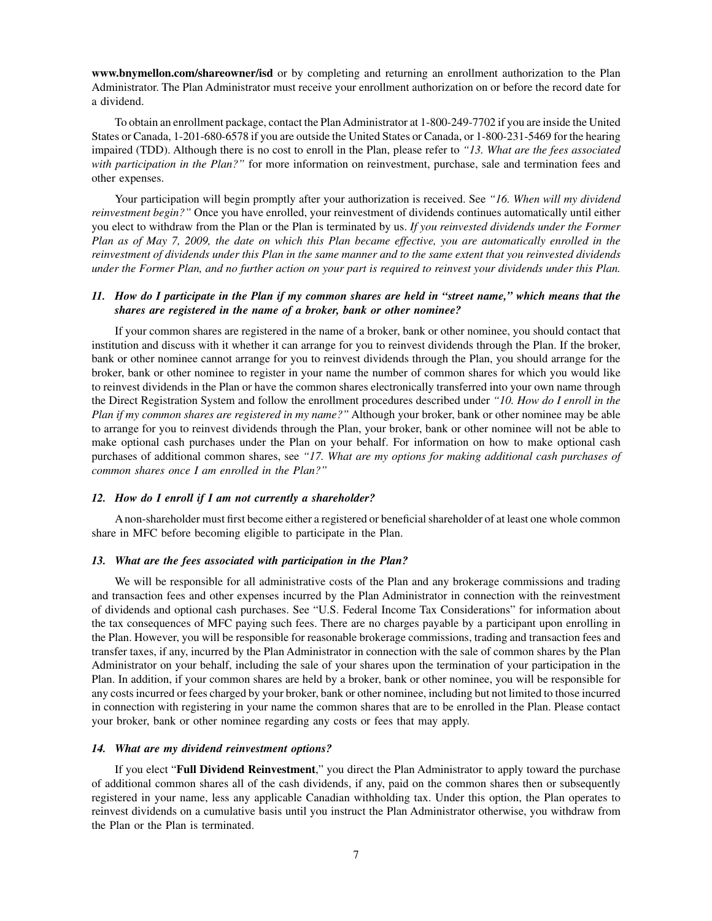**www.bnymellon.com/shareowner/isd** or by completing and returning an enrollment authorization to the Plan Administrator. The Plan Administrator must receive your enrollment authorization on or before the record date for a dividend.

To obtain an enrollment package, contact the Plan Administrator at 1-800-249-7702 if you are inside the United States or Canada, 1-201-680-6578 if you are outside the United States or Canada, or 1-800-231-5469 for the hearing impaired (TDD). Although there is no cost to enroll in the Plan, please refer to *"13. What are the fees associated with participation in the Plan?"* for more information on reinvestment, purchase, sale and termination fees and other expenses.

Your participation will begin promptly after your authorization is received. See *"16. When will my dividend reinvestment begin?"* Once you have enrolled, your reinvestment of dividends continues automatically until either you elect to withdraw from the Plan or the Plan is terminated by us. *If you reinvested dividends under the Former Plan as of May 7, 2009, the date on which this Plan became effective, you are automatically enrolled in the reinvestment of dividends under this Plan in the same manner and to the same extent that you reinvested dividends under the Former Plan, and no further action on your part is required to reinvest your dividends under this Plan.*

### *11. How do I participate in the Plan if my common shares are held in "street name," which means that the shares are registered in the name of a broker, bank or other nominee?*

If your common shares are registered in the name of a broker, bank or other nominee, you should contact that institution and discuss with it whether it can arrange for you to reinvest dividends through the Plan. If the broker, bank or other nominee cannot arrange for you to reinvest dividends through the Plan, you should arrange for the broker, bank or other nominee to register in your name the number of common shares for which you would like to reinvest dividends in the Plan or have the common shares electronically transferred into your own name through the Direct Registration System and follow the enrollment procedures described under *"10. How do I enroll in the Plan if my common shares are registered in my name?"* Although your broker, bank or other nominee may be able to arrange for you to reinvest dividends through the Plan, your broker, bank or other nominee will not be able to make optional cash purchases under the Plan on your behalf. For information on how to make optional cash purchases of additional common shares, see *"17. What are my options for making additional cash purchases of common shares once I am enrolled in the Plan?"*

### *12. How do I enroll if I am not currently a shareholder?*

A non-shareholder must first become either a registered or beneficial shareholder of at least one whole common share in MFC before becoming eligible to participate in the Plan.

### *13. What are the fees associated with participation in the Plan?*

We will be responsible for all administrative costs of the Plan and any brokerage commissions and trading and transaction fees and other expenses incurred by the Plan Administrator in connection with the reinvestment of dividends and optional cash purchases. See "U.S. Federal Income Tax Considerations" for information about the tax consequences of MFC paying such fees. There are no charges payable by a participant upon enrolling in the Plan. However, you will be responsible for reasonable brokerage commissions, trading and transaction fees and transfer taxes, if any, incurred by the Plan Administrator in connection with the sale of common shares by the Plan Administrator on your behalf, including the sale of your shares upon the termination of your participation in the Plan. In addition, if your common shares are held by a broker, bank or other nominee, you will be responsible for any costs incurred or fees charged by your broker, bank or other nominee, including but not limited to those incurred in connection with registering in your name the common shares that are to be enrolled in the Plan. Please contact your broker, bank or other nominee regarding any costs or fees that may apply.

### *14. What are my dividend reinvestment options?*

If you elect "**Full Dividend Reinvestment**," you direct the Plan Administrator to apply toward the purchase of additional common shares all of the cash dividends, if any, paid on the common shares then or subsequently registered in your name, less any applicable Canadian withholding tax. Under this option, the Plan operates to reinvest dividends on a cumulative basis until you instruct the Plan Administrator otherwise, you withdraw from the Plan or the Plan is terminated.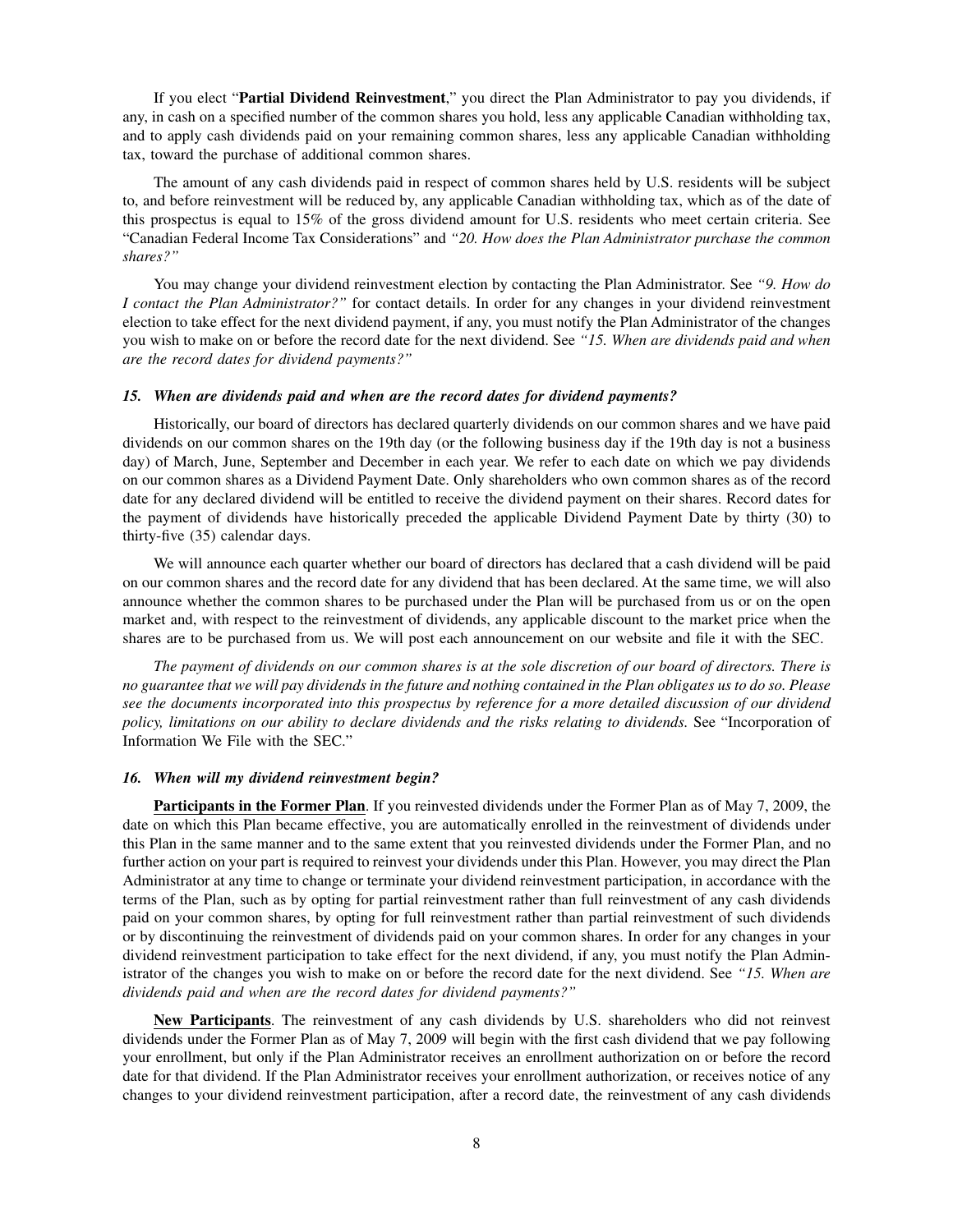If you elect "**Partial Dividend Reinvestment**," you direct the Plan Administrator to pay you dividends, if any, in cash on a specified number of the common shares you hold, less any applicable Canadian withholding tax, and to apply cash dividends paid on your remaining common shares, less any applicable Canadian withholding tax, toward the purchase of additional common shares.

The amount of any cash dividends paid in respect of common shares held by U.S. residents will be subject to, and before reinvestment will be reduced by, any applicable Canadian withholding tax, which as of the date of this prospectus is equal to 15% of the gross dividend amount for U.S. residents who meet certain criteria. See "Canadian Federal Income Tax Considerations" and *"20. How does the Plan Administrator purchase the common shares?"*

You may change your dividend reinvestment election by contacting the Plan Administrator. See *"9. How do I contact the Plan Administrator?"* for contact details. In order for any changes in your dividend reinvestment election to take effect for the next dividend payment, if any, you must notify the Plan Administrator of the changes you wish to make on or before the record date for the next dividend. See *"15. When are dividends paid and when are the record dates for dividend payments?"*

### *15. When are dividends paid and when are the record dates for dividend payments?*

Historically, our board of directors has declared quarterly dividends on our common shares and we have paid dividends on our common shares on the 19th day (or the following business day if the 19th day is not a business day) of March, June, September and December in each year. We refer to each date on which we pay dividends on our common shares as a Dividend Payment Date. Only shareholders who own common shares as of the record date for any declared dividend will be entitled to receive the dividend payment on their shares. Record dates for the payment of dividends have historically preceded the applicable Dividend Payment Date by thirty (30) to thirty-five (35) calendar days.

We will announce each quarter whether our board of directors has declared that a cash dividend will be paid on our common shares and the record date for any dividend that has been declared. At the same time, we will also announce whether the common shares to be purchased under the Plan will be purchased from us or on the open market and, with respect to the reinvestment of dividends, any applicable discount to the market price when the shares are to be purchased from us. We will post each announcement on our website and file it with the SEC.

*The payment of dividends on our common shares is at the sole discretion of our board of directors. There is no guarantee that we will pay dividends in the future and nothing contained in the Plan obligates us to do so. Please see the documents incorporated into this prospectus by reference for a more detailed discussion of our dividend policy, limitations on our ability to declare dividends and the risks relating to dividends.* See "Incorporation of Information We File with the SEC."

### *16. When will my dividend reinvestment begin?*

**Participants in the Former Plan**. If you reinvested dividends under the Former Plan as of May 7, 2009, the date on which this Plan became effective, you are automatically enrolled in the reinvestment of dividends under this Plan in the same manner and to the same extent that you reinvested dividends under the Former Plan, and no further action on your part is required to reinvest your dividends under this Plan. However, you may direct the Plan Administrator at any time to change or terminate your dividend reinvestment participation, in accordance with the terms of the Plan, such as by opting for partial reinvestment rather than full reinvestment of any cash dividends paid on your common shares, by opting for full reinvestment rather than partial reinvestment of such dividends or by discontinuing the reinvestment of dividends paid on your common shares. In order for any changes in your dividend reinvestment participation to take effect for the next dividend, if any, you must notify the Plan Administrator of the changes you wish to make on or before the record date for the next dividend. See *"15. When are dividends paid and when are the record dates for dividend payments?"*

**New Participants**. The reinvestment of any cash dividends by U.S. shareholders who did not reinvest dividends under the Former Plan as of May 7, 2009 will begin with the first cash dividend that we pay following your enrollment, but only if the Plan Administrator receives an enrollment authorization on or before the record date for that dividend. If the Plan Administrator receives your enrollment authorization, or receives notice of any changes to your dividend reinvestment participation, after a record date, the reinvestment of any cash dividends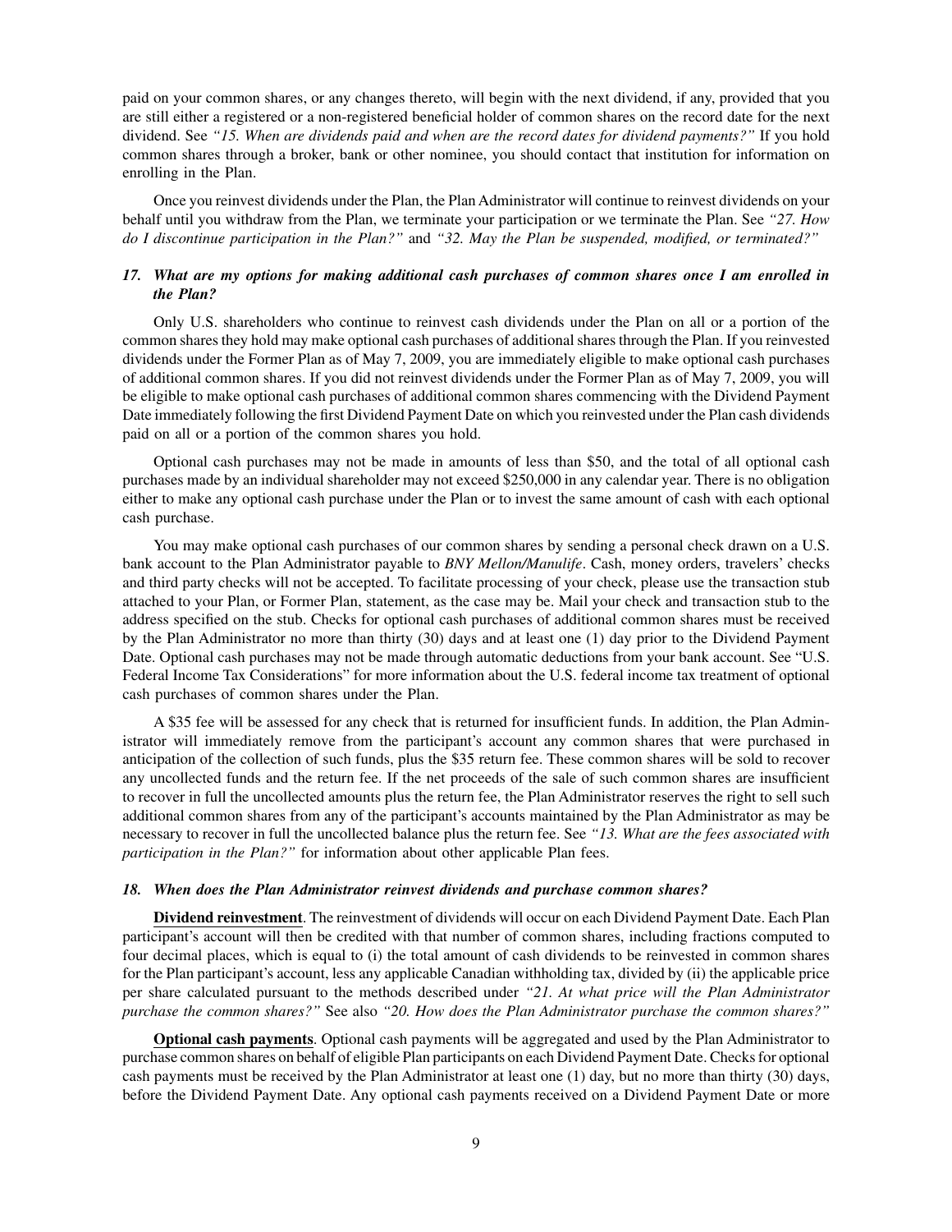paid on your common shares, or any changes thereto, will begin with the next dividend, if any, provided that you are still either a registered or a non-registered beneficial holder of common shares on the record date for the next dividend. See *"15. When are dividends paid and when are the record dates for dividend payments?"* If you hold common shares through a broker, bank or other nominee, you should contact that institution for information on enrolling in the Plan.

Once you reinvest dividends under the Plan, the Plan Administrator will continue to reinvest dividends on your behalf until you withdraw from the Plan, we terminate your participation or we terminate the Plan. See *"27. How do I discontinue participation in the Plan?"* and *"32. May the Plan be suspended, modified, or terminated?"*

### *17. What are my options for making additional cash purchases of common shares once I am enrolled in the Plan?*

Only U.S. shareholders who continue to reinvest cash dividends under the Plan on all or a portion of the common shares they hold may make optional cash purchases of additional shares through the Plan. If you reinvested dividends under the Former Plan as of May 7, 2009, you are immediately eligible to make optional cash purchases of additional common shares. If you did not reinvest dividends under the Former Plan as of May 7, 2009, you will be eligible to make optional cash purchases of additional common shares commencing with the Dividend Payment Date immediately following the first Dividend Payment Date on which you reinvested under the Plan cash dividends paid on all or a portion of the common shares you hold.

Optional cash purchases may not be made in amounts of less than $50, and the total of all optional cash purchases made by an individual shareholder may not exceed $250,000 in any calendar year. There is no obligation either to make any optional cash purchase under the Plan or to invest the same amount of cash with each optional cash purchase.

You may make optional cash purchases of our common shares by sending a personal check drawn on a U.S. bank account to the Plan Administrator payable to *BNY Mellon/Manulife*. Cash, money orders, travelers' checks and third party checks will not be accepted. To facilitate processing of your check, please use the transaction stub attached to your Plan, or Former Plan, statement, as the case may be. Mail your check and transaction stub to the address specified on the stub. Checks for optional cash purchases of additional common shares must be received by the Plan Administrator no more than thirty (30) days and at least one (1) day prior to the Dividend Payment Date. Optional cash purchases may not be made through automatic deductions from your bank account. See "U.S. Federal Income Tax Considerations" for more information about the U.S. federal income tax treatment of optional cash purchases of common shares under the Plan.

A $35 fee will be assessed for any check that is returned for insufficient funds. In addition, the Plan Administrator will immediately remove from the participant's account any common shares that were purchased in anticipation of the collection of such funds, plus the $35 return fee. These common shares will be sold to recover any uncollected funds and the return fee. If the net proceeds of the sale of such common shares are insufficient to recover in full the uncollected amounts plus the return fee, the Plan Administrator reserves the right to sell such additional common shares from any of the participant's accounts maintained by the Plan Administrator as may be necessary to recover in full the uncollected balance plus the return fee. See *"13. What are the fees associated with participation in the Plan?"* for information about other applicable Plan fees.

### *18. When does the Plan Administrator reinvest dividends and purchase common shares?*

**Dividend reinvestment**. The reinvestment of dividends will occur on each Dividend Payment Date. Each Plan participant's account will then be credited with that number of common shares, including fractions computed to four decimal places, which is equal to (i) the total amount of cash dividends to be reinvested in common shares for the Plan participant's account, less any applicable Canadian withholding tax, divided by (ii) the applicable price per share calculated pursuant to the methods described under *"21. At what price will the Plan Administrator purchase the common shares?"* See also *"20. How does the Plan Administrator purchase the common shares?"*

**Optional cash payments**. Optional cash payments will be aggregated and used by the Plan Administrator to purchase common shares on behalf of eligible Plan participants on each Dividend Payment Date. Checks for optional cash payments must be received by the Plan Administrator at least one (1) day, but no more than thirty (30) days, before the Dividend Payment Date. Any optional cash payments received on a Dividend Payment Date or more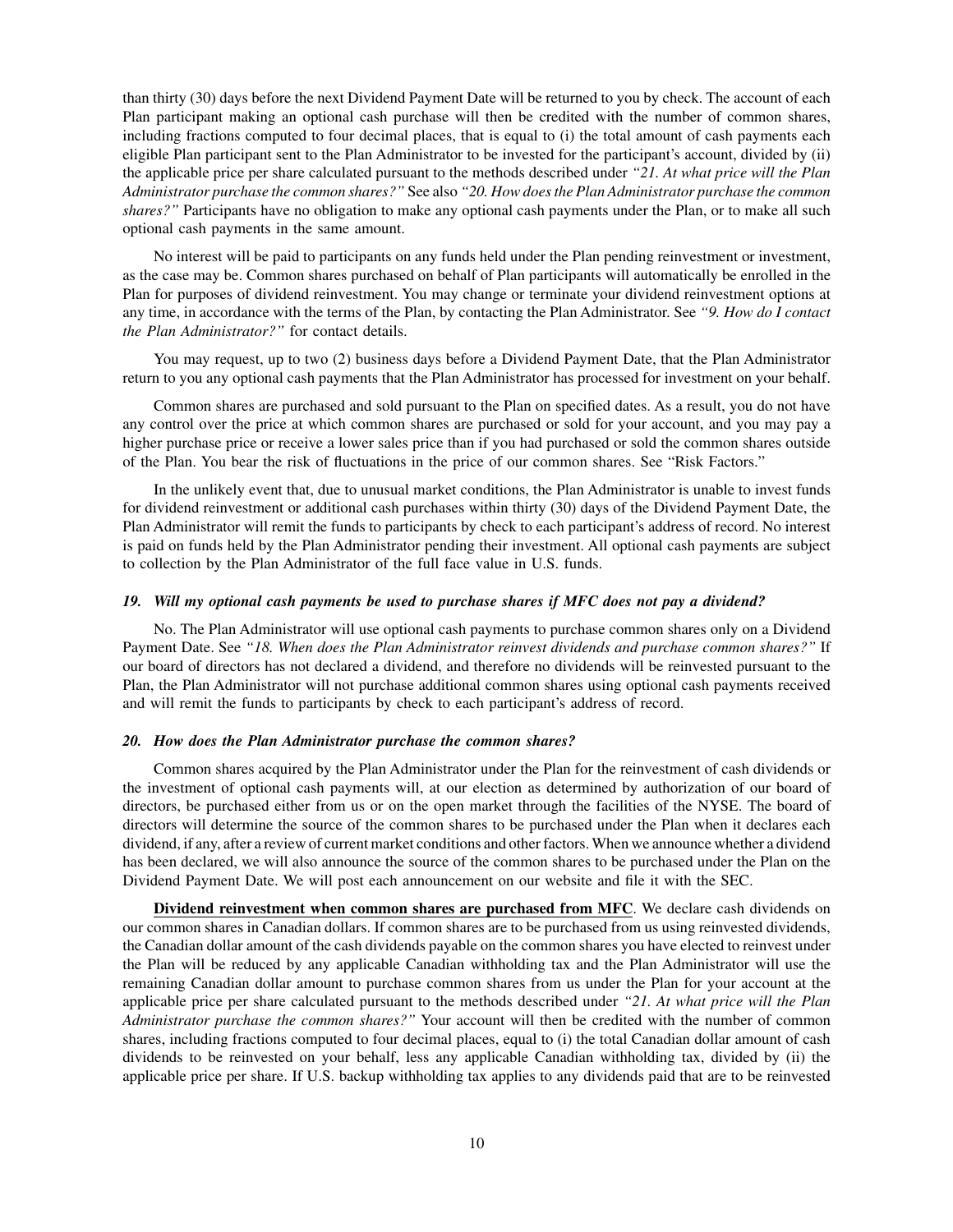than thirty (30) days before the next Dividend Payment Date will be returned to you by check. The account of each Plan participant making an optional cash purchase will then be credited with the number of common shares, including fractions computed to four decimal places, that is equal to (i) the total amount of cash payments each eligible Plan participant sent to the Plan Administrator to be invested for the participant's account, divided by (ii) the applicable price per share calculated pursuant to the methods described under *"21. At what price will the Plan Administrator purchase the common shares?"* See also *"20. How does the Plan Administrator purchase the common shares?"* Participants have no obligation to make any optional cash payments under the Plan, or to make all such optional cash payments in the same amount.

No interest will be paid to participants on any funds held under the Plan pending reinvestment or investment, as the case may be. Common shares purchased on behalf of Plan participants will automatically be enrolled in the Plan for purposes of dividend reinvestment. You may change or terminate your dividend reinvestment options at any time, in accordance with the terms of the Plan, by contacting the Plan Administrator. See *"9. How do I contact the Plan Administrator?"* for contact details.

You may request, up to two (2) business days before a Dividend Payment Date, that the Plan Administrator return to you any optional cash payments that the Plan Administrator has processed for investment on your behalf.

Common shares are purchased and sold pursuant to the Plan on specified dates. As a result, you do not have any control over the price at which common shares are purchased or sold for your account, and you may pay a higher purchase price or receive a lower sales price than if you had purchased or sold the common shares outside of the Plan. You bear the risk of fluctuations in the price of our common shares. See "Risk Factors."

In the unlikely event that, due to unusual market conditions, the Plan Administrator is unable to invest funds for dividend reinvestment or additional cash purchases within thirty (30) days of the Dividend Payment Date, the Plan Administrator will remit the funds to participants by check to each participant's address of record. No interest is paid on funds held by the Plan Administrator pending their investment. All optional cash payments are subject to collection by the Plan Administrator of the full face value in U.S. funds.

### *19. Will my optional cash payments be used to purchase shares if MFC does not pay a dividend?*

No. The Plan Administrator will use optional cash payments to purchase common shares only on a Dividend Payment Date. See *"18. When does the Plan Administrator reinvest dividends and purchase common shares?"* If our board of directors has not declared a dividend, and therefore no dividends will be reinvested pursuant to the Plan, the Plan Administrator will not purchase additional common shares using optional cash payments received and will remit the funds to participants by check to each participant's address of record.

### *20. How does the Plan Administrator purchase the common shares?*

Common shares acquired by the Plan Administrator under the Plan for the reinvestment of cash dividends or the investment of optional cash payments will, at our election as determined by authorization of our board of directors, be purchased either from us or on the open market through the facilities of the NYSE. The board of directors will determine the source of the common shares to be purchased under the Plan when it declares each dividend, if any, after a review of current market conditions and other factors. When we announce whether a dividend has been declared, we will also announce the source of the common shares to be purchased under the Plan on the Dividend Payment Date. We will post each announcement on our website and file it with the SEC.

**Dividend reinvestment when common shares are purchased from MFC**. We declare cash dividends on our common shares in Canadian dollars. If common shares are to be purchased from us using reinvested dividends, the Canadian dollar amount of the cash dividends payable on the common shares you have elected to reinvest under the Plan will be reduced by any applicable Canadian withholding tax and the Plan Administrator will use the remaining Canadian dollar amount to purchase common shares from us under the Plan for your account at the applicable price per share calculated pursuant to the methods described under *"21. At what price will the Plan Administrator purchase the common shares?"* Your account will then be credited with the number of common shares, including fractions computed to four decimal places, equal to (i) the total Canadian dollar amount of cash dividends to be reinvested on your behalf, less any applicable Canadian withholding tax, divided by (ii) the applicable price per share. If U.S. backup withholding tax applies to any dividends paid that are to be reinvested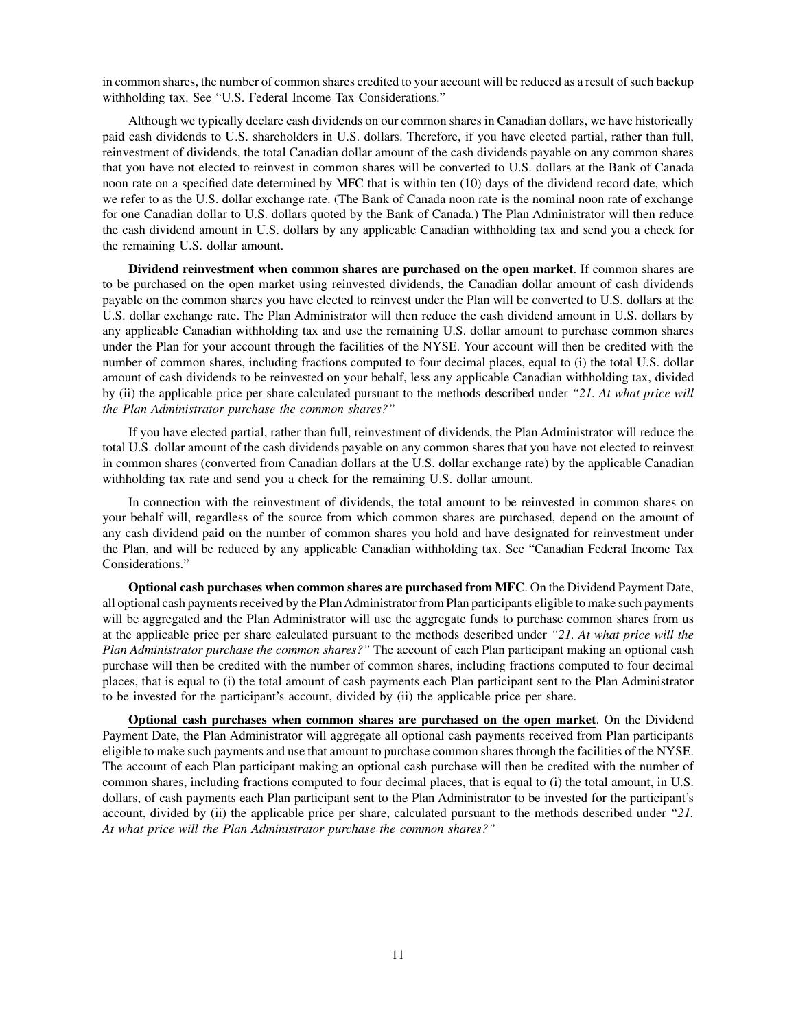in common shares, the number of common shares credited to your account will be reduced as a result of such backup withholding tax. See "U.S. Federal Income Tax Considerations."

Although we typically declare cash dividends on our common shares in Canadian dollars, we have historically paid cash dividends to U.S. shareholders in U.S. dollars. Therefore, if you have elected partial, rather than full, reinvestment of dividends, the total Canadian dollar amount of the cash dividends payable on any common shares that you have not elected to reinvest in common shares will be converted to U.S. dollars at the Bank of Canada noon rate on a specified date determined by MFC that is within ten (10) days of the dividend record date, which we refer to as the U.S. dollar exchange rate. (The Bank of Canada noon rate is the nominal noon rate of exchange for one Canadian dollar to U.S. dollars quoted by the Bank of Canada.) The Plan Administrator will then reduce the cash dividend amount in U.S. dollars by any applicable Canadian withholding tax and send you a check for the remaining U.S. dollar amount.

**Dividend reinvestment when common shares are purchased on the open market**. If common shares are to be purchased on the open market using reinvested dividends, the Canadian dollar amount of cash dividends payable on the common shares you have elected to reinvest under the Plan will be converted to U.S. dollars at the U.S. dollar exchange rate. The Plan Administrator will then reduce the cash dividend amount in U.S. dollars by any applicable Canadian withholding tax and use the remaining U.S. dollar amount to purchase common shares under the Plan for your account through the facilities of the NYSE. Your account will then be credited with the number of common shares, including fractions computed to four decimal places, equal to (i) the total U.S. dollar amount of cash dividends to be reinvested on your behalf, less any applicable Canadian withholding tax, divided by (ii) the applicable price per share calculated pursuant to the methods described under *"21. At what price will the Plan Administrator purchase the common shares?"*

If you have elected partial, rather than full, reinvestment of dividends, the Plan Administrator will reduce the total U.S. dollar amount of the cash dividends payable on any common shares that you have not elected to reinvest in common shares (converted from Canadian dollars at the U.S. dollar exchange rate) by the applicable Canadian withholding tax rate and send you a check for the remaining U.S. dollar amount.

In connection with the reinvestment of dividends, the total amount to be reinvested in common shares on your behalf will, regardless of the source from which common shares are purchased, depend on the amount of any cash dividend paid on the number of common shares you hold and have designated for reinvestment under the Plan, and will be reduced by any applicable Canadian withholding tax. See "Canadian Federal Income Tax Considerations."

**Optional cash purchases when common shares are purchased from MFC**. On the Dividend Payment Date, all optional cash payments received by the Plan Administrator from Plan participants eligible to make such payments will be aggregated and the Plan Administrator will use the aggregate funds to purchase common shares from us at the applicable price per share calculated pursuant to the methods described under *"21. At what price will the Plan Administrator purchase the common shares?"* The account of each Plan participant making an optional cash purchase will then be credited with the number of common shares, including fractions computed to four decimal places, that is equal to (i) the total amount of cash payments each Plan participant sent to the Plan Administrator to be invested for the participant's account, divided by (ii) the applicable price per share.

**Optional cash purchases when common shares are purchased on the open market**. On the Dividend Payment Date, the Plan Administrator will aggregate all optional cash payments received from Plan participants eligible to make such payments and use that amount to purchase common shares through the facilities of the NYSE. The account of each Plan participant making an optional cash purchase will then be credited with the number of common shares, including fractions computed to four decimal places, that is equal to (i) the total amount, in U.S. dollars, of cash payments each Plan participant sent to the Plan Administrator to be invested for the participant's account, divided by (ii) the applicable price per share, calculated pursuant to the methods described under *"21. At what price will the Plan Administrator purchase the common shares?"*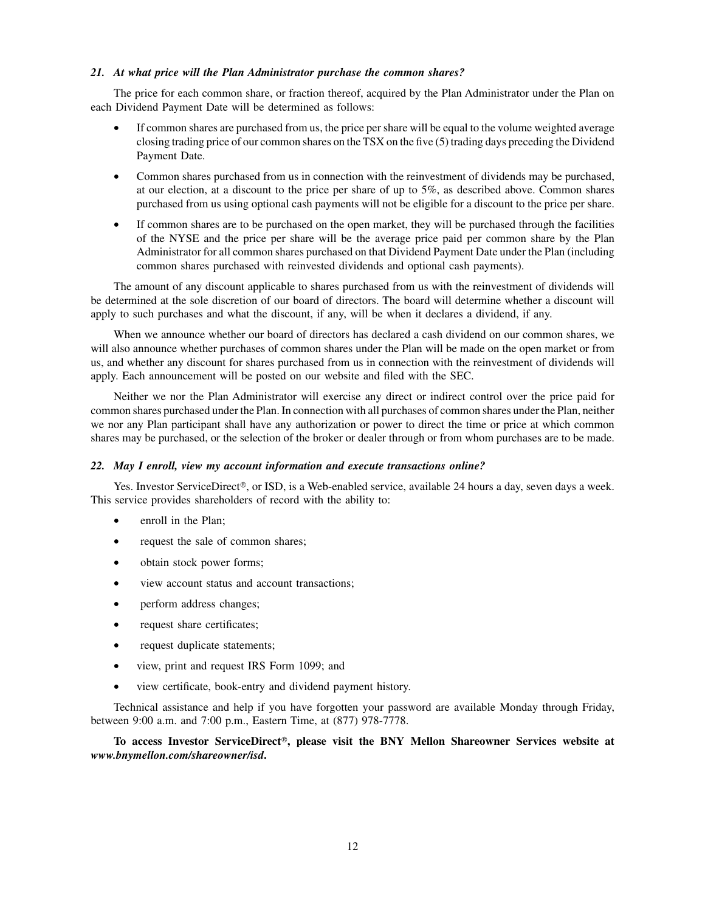### *21. At what price will the Plan Administrator purchase the common shares?*

The price for each common share, or fraction thereof, acquired by the Plan Administrator under the Plan on each Dividend Payment Date will be determined as follows:

- If common shares are purchased from us, the price per share will be equal to the volume weighted average closing trading price of our common shares on the TSX on the five (5) trading days preceding the Dividend Payment Date.
- Common shares purchased from us in connection with the reinvestment of dividends may be purchased, at our election, at a discount to the price per share of up to 5%, as described above. Common shares purchased from us using optional cash payments will not be eligible for a discount to the price per share.
- If common shares are to be purchased on the open market, they will be purchased through the facilities of the NYSE and the price per share will be the average price paid per common share by the Plan Administrator for all common shares purchased on that Dividend Payment Date under the Plan (including common shares purchased with reinvested dividends and optional cash payments).

The amount of any discount applicable to shares purchased from us with the reinvestment of dividends will be determined at the sole discretion of our board of directors. The board will determine whether a discount will apply to such purchases and what the discount, if any, will be when it declares a dividend, if any.

When we announce whether our board of directors has declared a cash dividend on our common shares, we will also announce whether purchases of common shares under the Plan will be made on the open market or from us, and whether any discount for shares purchased from us in connection with the reinvestment of dividends will apply. Each announcement will be posted on our website and filed with the SEC.

Neither we nor the Plan Administrator will exercise any direct or indirect control over the price paid for common shares purchased under the Plan. In connection with all purchases of common shares under the Plan, neither we nor any Plan participant shall have any authorization or power to direct the time or price at which common shares may be purchased, or the selection of the broker or dealer through or from whom purchases are to be made.

### *22. May I enroll, view my account information and execute transactions online?*

Yes. Investor ServiceDirect®, or ISD, is a Web-enabled service, available 24 hours a day, seven days a week. This service provides shareholders of record with the ability to:

- enroll in the Plan;
- request the sale of common shares;
- obtain stock power forms;
- view account status and account transactions;
- perform address changes;
- request share certificates;
- request duplicate statements;
- view, print and request IRS Form 1099; and
- view certificate, book-entry and dividend payment history.

Technical assistance and help if you have forgotten your password are available Monday through Friday, between 9:00 a.m. and 7:00 p.m., Eastern Time, at (877) 978-7778.

**To access Investor ServiceDirect®, please visit the BNY Mellon Shareowner Services website at *www.bnymellon.com/shareowner/isd*.**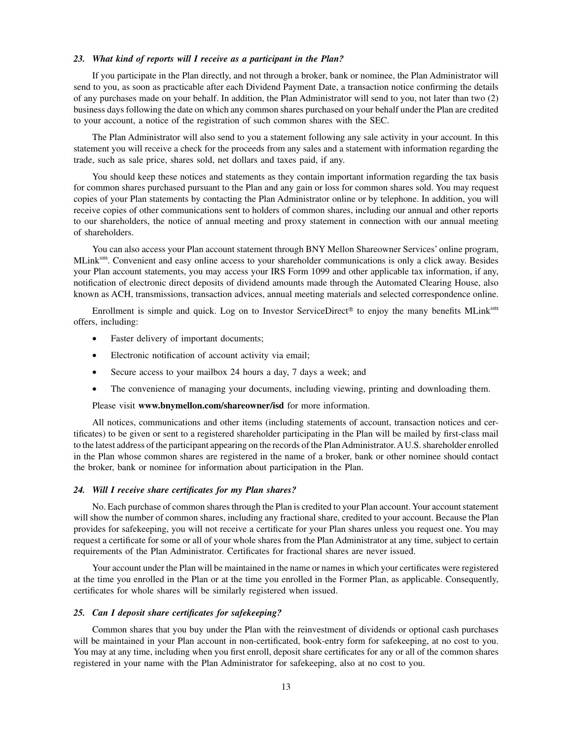### *23. What kind of reports will I receive as a participant in the Plan?*

If you participate in the Plan directly, and not through a broker, bank or nominee, the Plan Administrator will send to you, as soon as practicable after each Dividend Payment Date, a transaction notice confirming the details of any purchases made on your behalf. In addition, the Plan Administrator will send to you, not later than two (2) business days following the date on which any common shares purchased on your behalf under the Plan are credited to your account, a notice of the registration of such common shares with the SEC.

The Plan Administrator will also send to you a statement following any sale activity in your account. In this statement you will receive a check for the proceeds from any sales and a statement with information regarding the trade, such as sale price, shares sold, net dollars and taxes paid, if any.

You should keep these notices and statements as they contain important information regarding the tax basis for common shares purchased pursuant to the Plan and any gain or loss for common shares sold. You may request copies of your Plan statements by contacting the Plan Administrator online or by telephone. In addition, you will receive copies of other communications sent to holders of common shares, including our annual and other reports to our shareholders, the notice of annual meeting and proxy statement in connection with our annual meeting of shareholders.

You can also access your Plan account statement through BNY Mellon Shareowner Services' online program, MLink[sm]. Convenient and easy online access to your shareholder communications is only a click away. Besides your Plan account statements, you may access your IRS Form 1099 and other applicable tax information, if any, notification of electronic direct deposits of dividend amounts made through the Automated Clearing House, also known as ACH, transmissions, transaction advices, annual meeting materials and selected correspondence online.

Enrollment is simple and quick. Log on to Investor ServiceDirect® to enjoy the many benefits MLink[sm] offers, including:

- Faster delivery of important documents;
- Electronic notification of account activity via email;
- Secure access to your mailbox 24 hours a day, 7 days a week; and
- The convenience of managing your documents, including viewing, printing and downloading them.

Please visit **www.bnymellon.com/shareowner/isd** for more information.

All notices, communications and other items (including statements of account, transaction notices and certificates) to be given or sent to a registered shareholder participating in the Plan will be mailed by first-class mail to the latest address of the participant appearing on the records of the Plan Administrator. A U.S. shareholder enrolled in the Plan whose common shares are registered in the name of a broker, bank or other nominee should contact the broker, bank or nominee for information about participation in the Plan.

### *24. Will I receive share certificates for my Plan shares?*

No. Each purchase of common shares through the Plan is credited to your Plan account. Your account statement will show the number of common shares, including any fractional share, credited to your account. Because the Plan provides for safekeeping, you will not receive a certificate for your Plan shares unless you request one. You may request a certificate for some or all of your whole shares from the Plan Administrator at any time, subject to certain requirements of the Plan Administrator. Certificates for fractional shares are never issued.

Your account under the Plan will be maintained in the name or names in which your certificates were registered at the time you enrolled in the Plan or at the time you enrolled in the Former Plan, as applicable. Consequently, certificates for whole shares will be similarly registered when issued.

### *25. Can I deposit share certificates for safekeeping?*

Common shares that you buy under the Plan with the reinvestment of dividends or optional cash purchases will be maintained in your Plan account in non-certificated, book-entry form for safekeeping, at no cost to you. You may at any time, including when you first enroll, deposit share certificates for any or all of the common shares registered in your name with the Plan Administrator for safekeeping, also at no cost to you.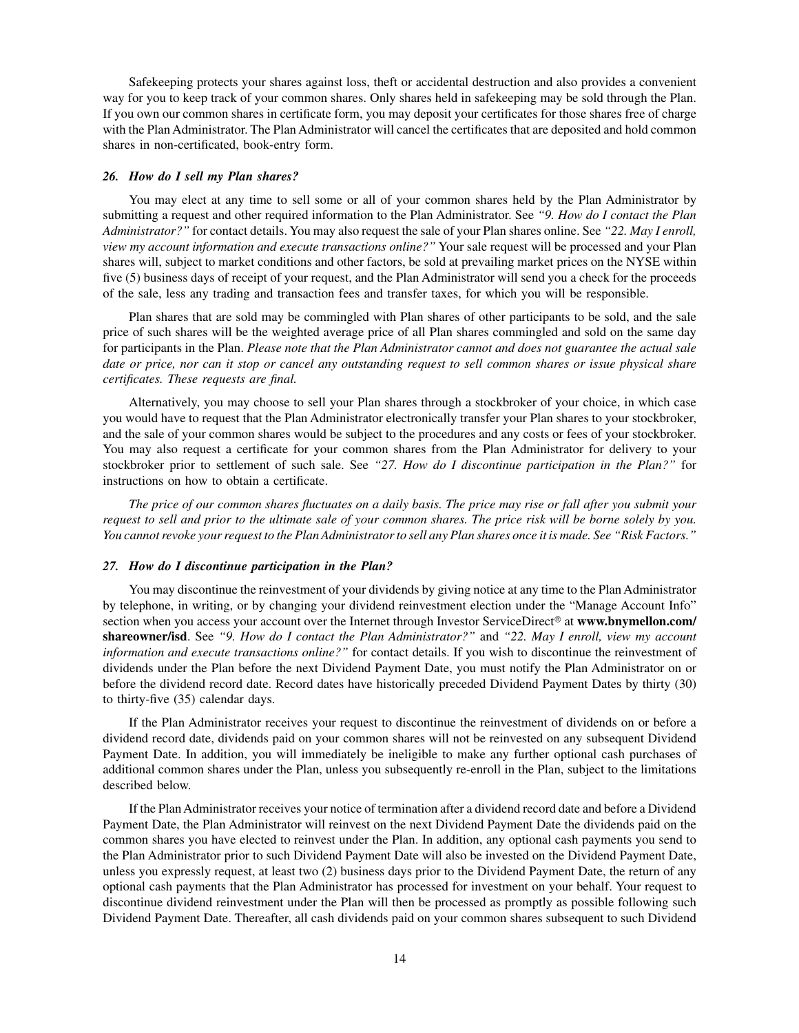Safekeeping protects your shares against loss, theft or accidental destruction and also provides a convenient way for you to keep track of your common shares. Only shares held in safekeeping may be sold through the Plan. If you own our common shares in certificate form, you may deposit your certificates for those shares free of charge with the Plan Administrator. The Plan Administrator will cancel the certificates that are deposited and hold common shares in non-certificated, book-entry form.

### *26. How do I sell my Plan shares?*

You may elect at any time to sell some or all of your common shares held by the Plan Administrator by submitting a request and other required information to the Plan Administrator. See *"9. How do I contact the Plan Administrator?"* for contact details. You may also request the sale of your Plan shares online. See *"22. May I enroll, view my account information and execute transactions online?"* Your sale request will be processed and your Plan shares will, subject to market conditions and other factors, be sold at prevailing market prices on the NYSE within five (5) business days of receipt of your request, and the Plan Administrator will send you a check for the proceeds of the sale, less any trading and transaction fees and transfer taxes, for which you will be responsible.

Plan shares that are sold may be commingled with Plan shares of other participants to be sold, and the sale price of such shares will be the weighted average price of all Plan shares commingled and sold on the same day for participants in the Plan. *Please note that the Plan Administrator cannot and does not guarantee the actual sale date or price, nor can it stop or cancel any outstanding request to sell common shares or issue physical share certificates. These requests are final.*

Alternatively, you may choose to sell your Plan shares through a stockbroker of your choice, in which case you would have to request that the Plan Administrator electronically transfer your Plan shares to your stockbroker, and the sale of your common shares would be subject to the procedures and any costs or fees of your stockbroker. You may also request a certificate for your common shares from the Plan Administrator for delivery to your stockbroker prior to settlement of such sale. See *"27. How do I discontinue participation in the Plan?"* for instructions on how to obtain a certificate.

*The price of our common shares fluctuates on a daily basis. The price may rise or fall after you submit your request to sell and prior to the ultimate sale of your common shares. The price risk will be borne solely by you. You cannot revoke your request to the Plan Administrator to sell any Plan shares once it is made. See "Risk Factors."*

### *27. How do I discontinue participation in the Plan?*

You may discontinue the reinvestment of your dividends by giving notice at any time to the Plan Administrator by telephone, in writing, or by changing your dividend reinvestment election under the "Manage Account Info" section when you access your account over the Internet through Investor ServiceDirect® at **www.bnymellon.com/shareowner/isd**. See *"9. How do I contact the Plan Administrator?"* and *"22. May I enroll, view my account information and execute transactions online?"* for contact details. If you wish to discontinue the reinvestment of dividends under the Plan before the next Dividend Payment Date, you must notify the Plan Administrator on or before the dividend record date. Record dates have historically preceded Dividend Payment Dates by thirty (30) to thirty-five (35) calendar days.

If the Plan Administrator receives your request to discontinue the reinvestment of dividends on or before a dividend record date, dividends paid on your common shares will not be reinvested on any subsequent Dividend Payment Date. In addition, you will immediately be ineligible to make any further optional cash purchases of additional common shares under the Plan, unless you subsequently re-enroll in the Plan, subject to the limitations described below.

If the Plan Administrator receives your notice of termination after a dividend record date and before a Dividend Payment Date, the Plan Administrator will reinvest on the next Dividend Payment Date the dividends paid on the common shares you have elected to reinvest under the Plan. In addition, any optional cash payments you send to the Plan Administrator prior to such Dividend Payment Date will also be invested on the Dividend Payment Date, unless you expressly request, at least two (2) business days prior to the Dividend Payment Date, the return of any optional cash payments that the Plan Administrator has processed for investment on your behalf. Your request to discontinue dividend reinvestment under the Plan will then be processed as promptly as possible following such Dividend Payment Date. Thereafter, all cash dividends paid on your common shares subsequent to such Dividend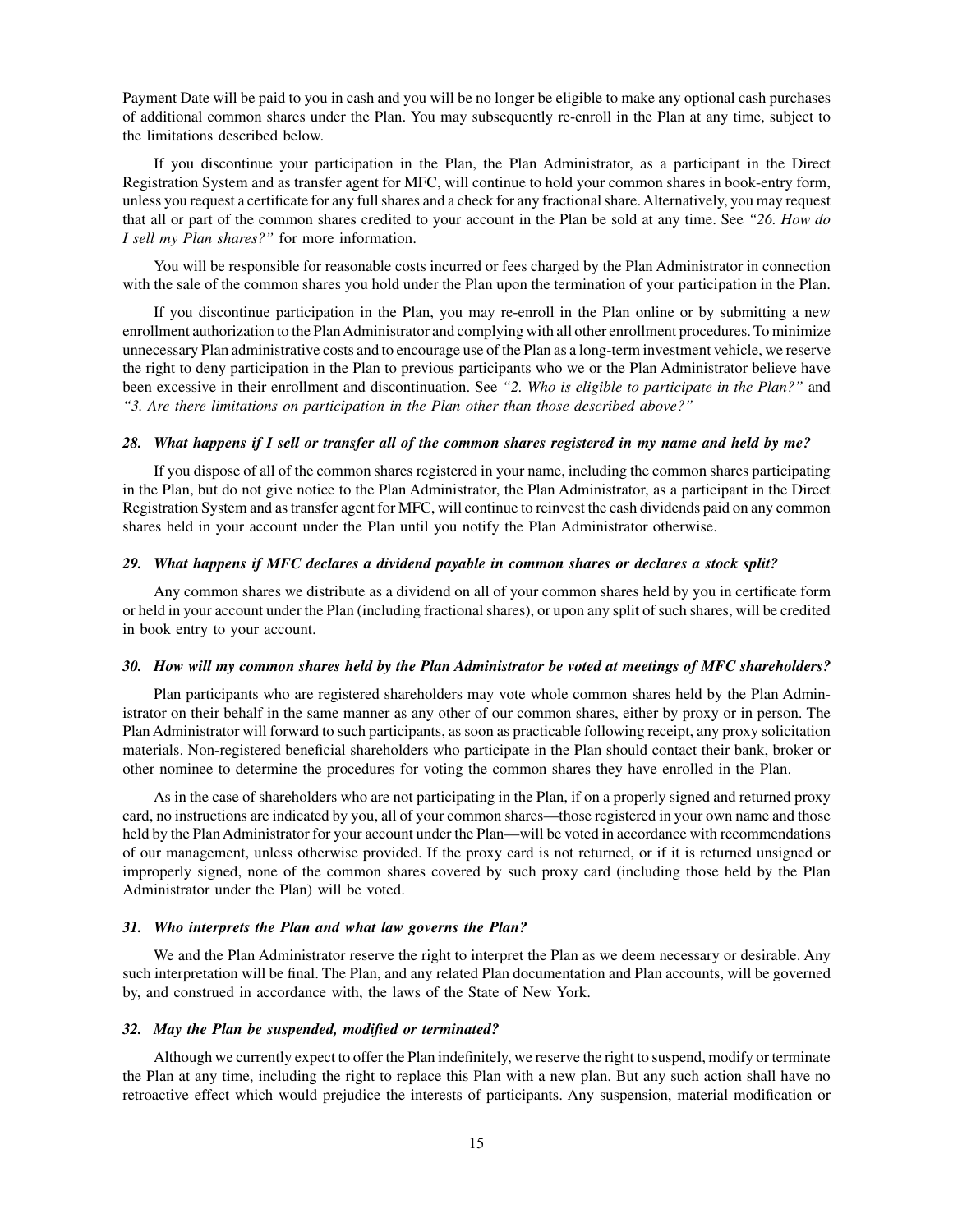Payment Date will be paid to you in cash and you will be no longer be eligible to make any optional cash purchases of additional common shares under the Plan. You may subsequently re-enroll in the Plan at any time, subject to the limitations described below.

If you discontinue your participation in the Plan, the Plan Administrator, as a participant in the Direct Registration System and as transfer agent for MFC, will continue to hold your common shares in book-entry form, unless you request a certificate for any full shares and a check for any fractional share. Alternatively, you may request that all or part of the common shares credited to your account in the Plan be sold at any time. See *"26. How do I sell my Plan shares?"* for more information.

You will be responsible for reasonable costs incurred or fees charged by the Plan Administrator in connection with the sale of the common shares you hold under the Plan upon the termination of your participation in the Plan.

If you discontinue participation in the Plan, you may re-enroll in the Plan online or by submitting a new enrollment authorization to the Plan Administrator and complying with all other enrollment procedures. To minimize unnecessary Plan administrative costs and to encourage use of the Plan as a long-term investment vehicle, we reserve the right to deny participation in the Plan to previous participants who we or the Plan Administrator believe have been excessive in their enrollment and discontinuation. See *"2. Who is eligible to participate in the Plan?"* and *"3. Are there limitations on participation in the Plan other than those described above?"*

### *28. What happens if I sell or transfer all of the common shares registered in my name and held by me?*

If you dispose of all of the common shares registered in your name, including the common shares participating in the Plan, but do not give notice to the Plan Administrator, the Plan Administrator, as a participant in the Direct Registration System and as transfer agent for MFC, will continue to reinvest the cash dividends paid on any common shares held in your account under the Plan until you notify the Plan Administrator otherwise.

### *29. What happens if MFC declares a dividend payable in common shares or declares a stock split?*

Any common shares we distribute as a dividend on all of your common shares held by you in certificate form or held in your account under the Plan (including fractional shares), or upon any split of such shares, will be credited in book entry to your account.

### *30. How will my common shares held by the Plan Administrator be voted at meetings of MFC shareholders?*

Plan participants who are registered shareholders may vote whole common shares held by the Plan Administrator on their behalf in the same manner as any other of our common shares, either by proxy or in person. The Plan Administrator will forward to such participants, as soon as practicable following receipt, any proxy solicitation materials. Non-registered beneficial shareholders who participate in the Plan should contact their bank, broker or other nominee to determine the procedures for voting the common shares they have enrolled in the Plan.

As in the case of shareholders who are not participating in the Plan, if on a properly signed and returned proxy card, no instructions are indicated by you, all of your common shares—those registered in your own name and those held by the Plan Administrator for your account under the Plan—will be voted in accordance with recommendations of our management, unless otherwise provided. If the proxy card is not returned, or if it is returned unsigned or improperly signed, none of the common shares covered by such proxy card (including those held by the Plan Administrator under the Plan) will be voted.

### *31. Who interprets the Plan and what law governs the Plan?*

We and the Plan Administrator reserve the right to interpret the Plan as we deem necessary or desirable. Any such interpretation will be final. The Plan, and any related Plan documentation and Plan accounts, will be governed by, and construed in accordance with, the laws of the State of New York.

### *32. May the Plan be suspended, modified or terminated?*

Although we currently expect to offer the Plan indefinitely, we reserve the right to suspend, modify or terminate the Plan at any time, including the right to replace this Plan with a new plan. But any such action shall have no retroactive effect which would prejudice the interests of participants. Any suspension, material modification or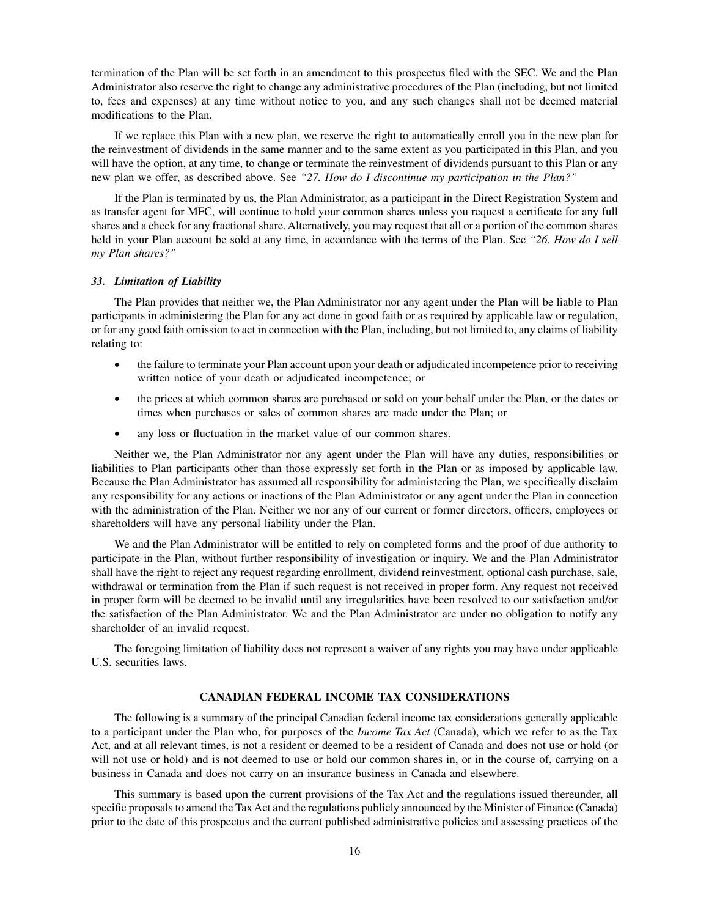termination of the Plan will be set forth in an amendment to this prospectus filed with the SEC. We and the Plan Administrator also reserve the right to change any administrative procedures of the Plan (including, but not limited to, fees and expenses) at any time without notice to you, and any such changes shall not be deemed material modifications to the Plan.

If we replace this Plan with a new plan, we reserve the right to automatically enroll you in the new plan for the reinvestment of dividends in the same manner and to the same extent as you participated in this Plan, and you will have the option, at any time, to change or terminate the reinvestment of dividends pursuant to this Plan or any new plan we offer, as described above. See *"27. How do I discontinue my participation in the Plan?"*

If the Plan is terminated by us, the Plan Administrator, as a participant in the Direct Registration System and as transfer agent for MFC, will continue to hold your common shares unless you request a certificate for any full shares and a check for any fractional share. Alternatively, you may request that all or a portion of the common shares held in your Plan account be sold at any time, in accordance with the terms of the Plan. See *"26. How do I sell my Plan shares?"*

### *33. Limitation of Liability*

The Plan provides that neither we, the Plan Administrator nor any agent under the Plan will be liable to Plan participants in administering the Plan for any act done in good faith or as required by applicable law or regulation, or for any good faith omission to act in connection with the Plan, including, but not limited to, any claims of liability relating to:

- the failure to terminate your Plan account upon your death or adjudicated incompetence prior to receiving written notice of your death or adjudicated incompetence; or
- the prices at which common shares are purchased or sold on your behalf under the Plan, or the dates or times when purchases or sales of common shares are made under the Plan; or
- any loss or fluctuation in the market value of our common shares.

Neither we, the Plan Administrator nor any agent under the Plan will have any duties, responsibilities or liabilities to Plan participants other than those expressly set forth in the Plan or as imposed by applicable law. Because the Plan Administrator has assumed all responsibility for administering the Plan, we specifically disclaim any responsibility for any actions or inactions of the Plan Administrator or any agent under the Plan in connection with the administration of the Plan. Neither we nor any of our current or former directors, officers, employees or shareholders will have any personal liability under the Plan.

We and the Plan Administrator will be entitled to rely on completed forms and the proof of due authority to participate in the Plan, without further responsibility of investigation or inquiry. We and the Plan Administrator shall have the right to reject any request regarding enrollment, dividend reinvestment, optional cash purchase, sale, withdrawal or termination from the Plan if such request is not received in proper form. Any request not received in proper form will be deemed to be invalid until any irregularities have been resolved to our satisfaction and/or the satisfaction of the Plan Administrator. We and the Plan Administrator are under no obligation to notify any shareholder of an invalid request.

The foregoing limitation of liability does not represent a waiver of any rights you may have under applicable U.S. securities laws.

## CANADIAN FEDERAL INCOME TAX CONSIDERATIONS

The following is a summary of the principal Canadian federal income tax considerations generally applicable to a participant under the Plan who, for purposes of the *Income Tax Act* (Canada), which we refer to as the Tax Act, and at all relevant times, is not a resident or deemed to be a resident of Canada and does not use or hold (or will not use or hold) and is not deemed to use or hold our common shares in, or in the course of, carrying on a business in Canada and does not carry on an insurance business in Canada and elsewhere.

This summary is based upon the current provisions of the Tax Act and the regulations issued thereunder, all specific proposals to amend the Tax Act and the regulations publicly announced by the Minister of Finance (Canada) prior to the date of this prospectus and the current published administrative policies and assessing practices of the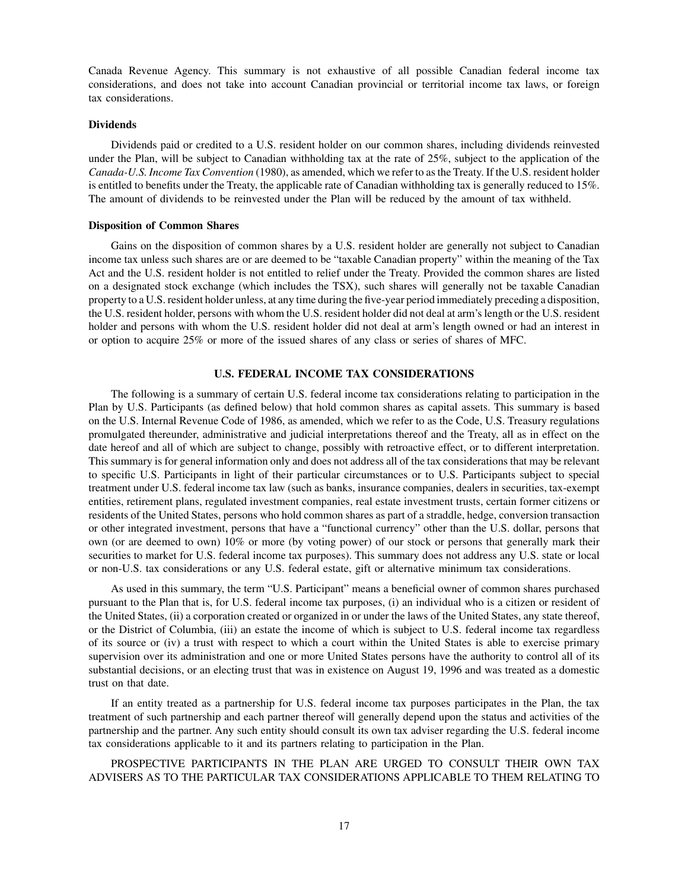Canada Revenue Agency. This summary is not exhaustive of all possible Canadian federal income tax considerations, and does not take into account Canadian provincial or territorial income tax laws, or foreign tax considerations.

### Dividends

Dividends paid or credited to a U.S. resident holder on our common shares, including dividends reinvested under the Plan, will be subject to Canadian withholding tax at the rate of 25%, subject to the application of the *Canada-U.S. Income Tax Convention* (1980), as amended, which we refer to as the Treaty. If the U.S. resident holder is entitled to benefits under the Treaty, the applicable rate of Canadian withholding tax is generally reduced to 15%. The amount of dividends to be reinvested under the Plan will be reduced by the amount of tax withheld.

### Disposition of Common Shares

Gains on the disposition of common shares by a U.S. resident holder are generally not subject to Canadian income tax unless such shares are or are deemed to be "taxable Canadian property" within the meaning of the Tax Act and the U.S. resident holder is not entitled to relief under the Treaty. Provided the common shares are listed on a designated stock exchange (which includes the TSX), such shares will generally not be taxable Canadian property to a U.S. resident holder unless, at any time during the five-year period immediately preceding a disposition, the U.S. resident holder, persons with whom the U.S. resident holder did not deal at arm's length or the U.S. resident holder and persons with whom the U.S. resident holder did not deal at arm's length owned or had an interest in or option to acquire 25% or more of the issued shares of any class or series of shares of MFC.

## U.S. FEDERAL INCOME TAX CONSIDERATIONS

The following is a summary of certain U.S. federal income tax considerations relating to participation in the Plan by U.S. Participants (as defined below) that hold common shares as capital assets. This summary is based on the U.S. Internal Revenue Code of 1986, as amended, which we refer to as the Code, U.S. Treasury regulations promulgated thereunder, administrative and judicial interpretations thereof and the Treaty, all as in effect on the date hereof and all of which are subject to change, possibly with retroactive effect, or to different interpretation. This summary is for general information only and does not address all of the tax considerations that may be relevant to specific U.S. Participants in light of their particular circumstances or to U.S. Participants subject to special treatment under U.S. federal income tax law (such as banks, insurance companies, dealers in securities, tax-exempt entities, retirement plans, regulated investment companies, real estate investment trusts, certain former citizens or residents of the United States, persons who hold common shares as part of a straddle, hedge, conversion transaction or other integrated investment, persons that have a "functional currency" other than the U.S. dollar, persons that own (or are deemed to own) 10% or more (by voting power) of our stock or persons that generally mark their securities to market for U.S. federal income tax purposes). This summary does not address any U.S. state or local or non-U.S. tax considerations or any U.S. federal estate, gift or alternative minimum tax considerations.

As used in this summary, the term "U.S. Participant" means a beneficial owner of common shares purchased pursuant to the Plan that is, for U.S. federal income tax purposes, (i) an individual who is a citizen or resident of the United States, (ii) a corporation created or organized in or under the laws of the United States, any state thereof, or the District of Columbia, (iii) an estate the income of which is subject to U.S. federal income tax regardless of its source or (iv) a trust with respect to which a court within the United States is able to exercise primary supervision over its administration and one or more United States persons have the authority to control all of its substantial decisions, or an electing trust that was in existence on August 19, 1996 and was treated as a domestic trust on that date.

If an entity treated as a partnership for U.S. federal income tax purposes participates in the Plan, the tax treatment of such partnership and each partner thereof will generally depend upon the status and activities of the partnership and the partner. Any such entity should consult its own tax adviser regarding the U.S. federal income tax considerations applicable to it and its partners relating to participation in the Plan.

PROSPECTIVE PARTICIPANTS IN THE PLAN ARE URGED TO CONSULT THEIR OWN TAX ADVISERS AS TO THE PARTICULAR TAX CONSIDERATIONS APPLICABLE TO THEM RELATING TO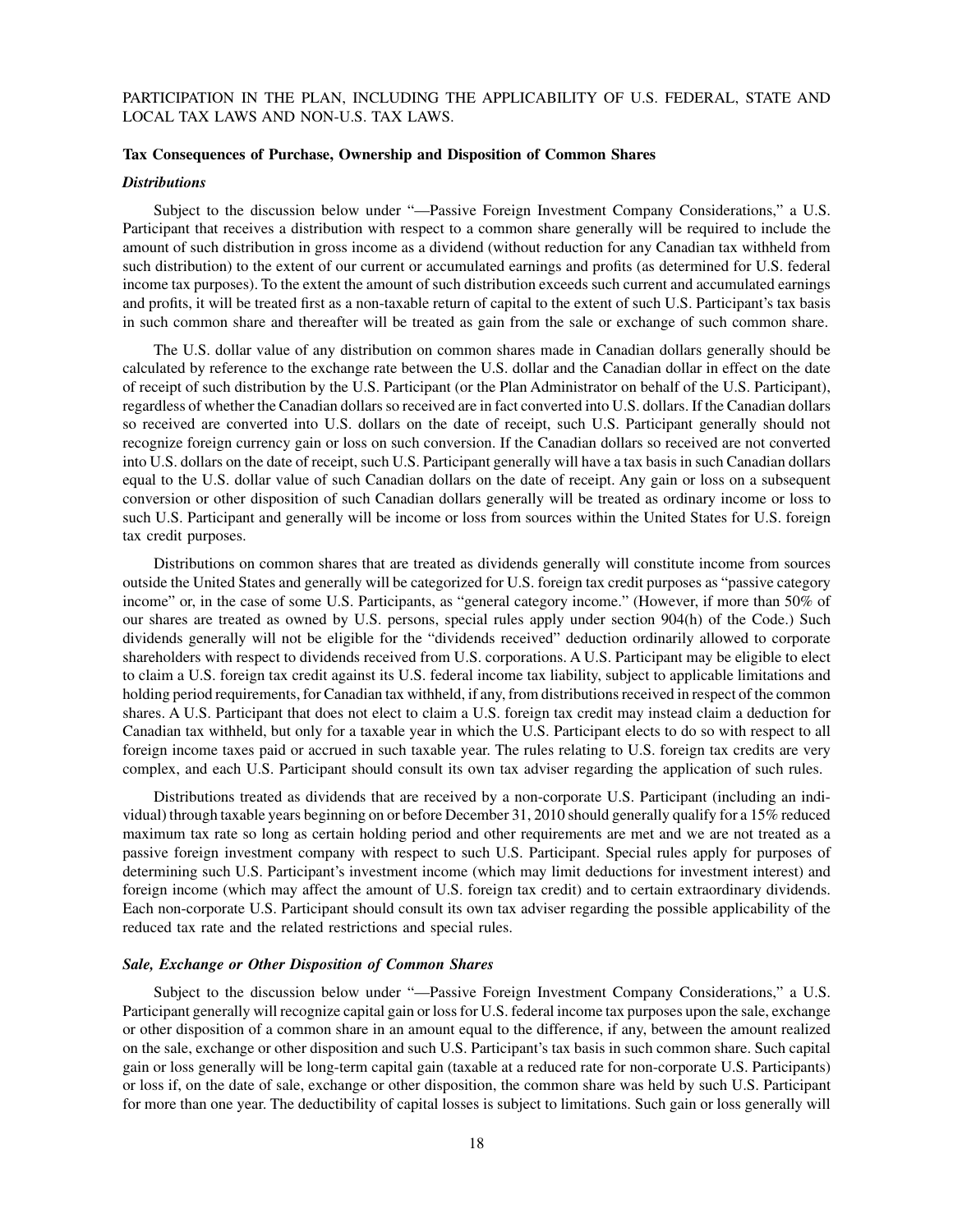PARTICIPATION IN THE PLAN, INCLUDING THE APPLICABILITY OF U.S. FEDERAL, STATE AND LOCAL TAX LAWS AND NON-U.S. TAX LAWS.

**Tax Consequences of Purchase, Ownership and Disposition of Common Shares**

***Distributions***

Subject to the discussion below under "—Passive Foreign Investment Company Considerations," a U.S. Participant that receives a distribution with respect to a common share generally will be required to include the amount of such distribution in gross income as a dividend (without reduction for any Canadian tax withheld from such distribution) to the extent of our current or accumulated earnings and profits (as determined for U.S. federal income tax purposes). To the extent the amount of such distribution exceeds such current and accumulated earnings and profits, it will be treated first as a non-taxable return of capital to the extent of such U.S. Participant's tax basis in such common share and thereafter will be treated as gain from the sale or exchange of such common share.

The U.S. dollar value of any distribution on common shares made in Canadian dollars generally should be calculated by reference to the exchange rate between the U.S. dollar and the Canadian dollar in effect on the date of receipt of such distribution by the U.S. Participant (or the Plan Administrator on behalf of the U.S. Participant), regardless of whether the Canadian dollars so received are in fact converted into U.S. dollars. If the Canadian dollars so received are converted into U.S. dollars on the date of receipt, such U.S. Participant generally should not recognize foreign currency gain or loss on such conversion. If the Canadian dollars so received are not converted into U.S. dollars on the date of receipt, such U.S. Participant generally will have a tax basis in such Canadian dollars equal to the U.S. dollar value of such Canadian dollars on the date of receipt. Any gain or loss on a subsequent conversion or other disposition of such Canadian dollars generally will be treated as ordinary income or loss to such U.S. Participant and generally will be income or loss from sources within the United States for U.S. foreign tax credit purposes.

Distributions on common shares that are treated as dividends generally will constitute income from sources outside the United States and generally will be categorized for U.S. foreign tax credit purposes as "passive category income" or, in the case of some U.S. Participants, as "general category income." (However, if more than 50% of our shares are treated as owned by U.S. persons, special rules apply under section 904(h) of the Code.) Such dividends generally will not be eligible for the "dividends received" deduction ordinarily allowed to corporate shareholders with respect to dividends received from U.S. corporations. A U.S. Participant may be eligible to elect to claim a U.S. foreign tax credit against its U.S. federal income tax liability, subject to applicable limitations and holding period requirements, for Canadian tax withheld, if any, from distributions received in respect of the common shares. A U.S. Participant that does not elect to claim a U.S. foreign tax credit may instead claim a deduction for Canadian tax withheld, but only for a taxable year in which the U.S. Participant elects to do so with respect to all foreign income taxes paid or accrued in such taxable year. The rules relating to U.S. foreign tax credits are very complex, and each U.S. Participant should consult its own tax adviser regarding the application of such rules.

Distributions treated as dividends that are received by a non-corporate U.S. Participant (including an individual) through taxable years beginning on or before December 31, 2010 should generally qualify for a 15% reduced maximum tax rate so long as certain holding period and other requirements are met and we are not treated as a passive foreign investment company with respect to such U.S. Participant. Special rules apply for purposes of determining such U.S. Participant's investment income (which may limit deductions for investment interest) and foreign income (which may affect the amount of U.S. foreign tax credit) and to certain extraordinary dividends. Each non-corporate U.S. Participant should consult its own tax adviser regarding the possible applicability of the reduced tax rate and the related restrictions and special rules.

***Sale, Exchange or Other Disposition of Common Shares***

Subject to the discussion below under "—Passive Foreign Investment Company Considerations," a U.S. Participant generally will recognize capital gain or loss for U.S. federal income tax purposes upon the sale, exchange or other disposition of a common share in an amount equal to the difference, if any, between the amount realized on the sale, exchange or other disposition and such U.S. Participant's tax basis in such common share. Such capital gain or loss generally will be long-term capital gain (taxable at a reduced rate for non-corporate U.S. Participants) or loss if, on the date of sale, exchange or other disposition, the common share was held by such U.S. Participant for more than one year. The deductibility of capital losses is subject to limitations. Such gain or loss generally will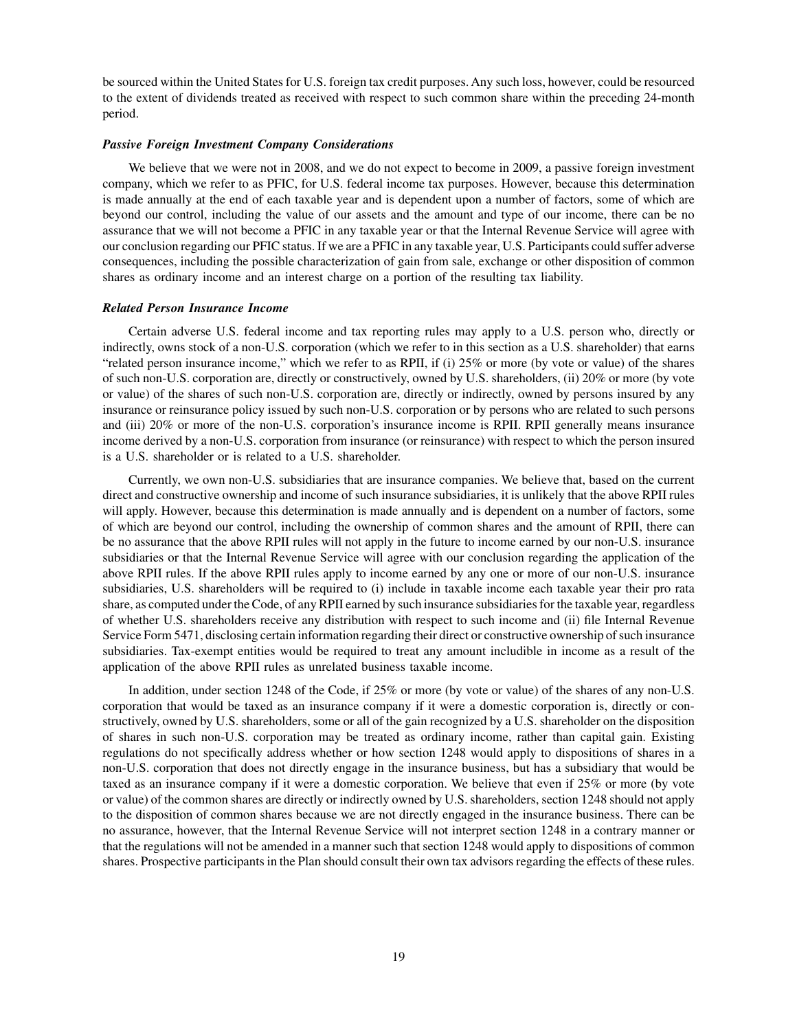be sourced within the United States for U.S. foreign tax credit purposes. Any such loss, however, could be resourced to the extent of dividends treated as received with respect to such common share within the preceding 24-month period.

#### *Passive Foreign Investment Company Considerations*

We believe that we were not in 2008, and we do not expect to become in 2009, a passive foreign investment company, which we refer to as PFIC, for U.S. federal income tax purposes. However, because this determination is made annually at the end of each taxable year and is dependent upon a number of factors, some of which are beyond our control, including the value of our assets and the amount and type of our income, there can be no assurance that we will not become a PFIC in any taxable year or that the Internal Revenue Service will agree with our conclusion regarding our PFIC status. If we are a PFIC in any taxable year, U.S. Participants could suffer adverse consequences, including the possible characterization of gain from sale, exchange or other disposition of common shares as ordinary income and an interest charge on a portion of the resulting tax liability.

#### *Related Person Insurance Income*

Certain adverse U.S. federal income and tax reporting rules may apply to a U.S. person who, directly or indirectly, owns stock of a non-U.S. corporation (which we refer to in this section as a U.S. shareholder) that earns "related person insurance income," which we refer to as RPII, if (i) 25% or more (by vote or value) of the shares of such non-U.S. corporation are, directly or constructively, owned by U.S. shareholders, (ii) 20% or more (by vote or value) of the shares of such non-U.S. corporation are, directly or indirectly, owned by persons insured by any insurance or reinsurance policy issued by such non-U.S. corporation or by persons who are related to such persons and (iii) 20% or more of the non-U.S. corporation's insurance income is RPII. RPII generally means insurance income derived by a non-U.S. corporation from insurance (or reinsurance) with respect to which the person insured is a U.S. shareholder or is related to a U.S. shareholder.

Currently, we own non-U.S. subsidiaries that are insurance companies. We believe that, based on the current direct and constructive ownership and income of such insurance subsidiaries, it is unlikely that the above RPII rules will apply. However, because this determination is made annually and is dependent on a number of factors, some of which are beyond our control, including the ownership of common shares and the amount of RPII, there can be no assurance that the above RPII rules will not apply in the future to income earned by our non-U.S. insurance subsidiaries or that the Internal Revenue Service will agree with our conclusion regarding the application of the above RPII rules. If the above RPII rules apply to income earned by any one or more of our non-U.S. insurance subsidiaries, U.S. shareholders will be required to (i) include in taxable income each taxable year their pro rata share, as computed under the Code, of any RPII earned by such insurance subsidiaries for the taxable year, regardless of whether U.S. shareholders receive any distribution with respect to such income and (ii) file Internal Revenue Service Form 5471, disclosing certain information regarding their direct or constructive ownership of such insurance subsidiaries. Tax-exempt entities would be required to treat any amount includible in income as a result of the application of the above RPII rules as unrelated business taxable income.

In addition, under section 1248 of the Code, if 25% or more (by vote or value) of the shares of any non-U.S. corporation that would be taxed as an insurance company if it were a domestic corporation is, directly or constructively, owned by U.S. shareholders, some or all of the gain recognized by a U.S. shareholder on the disposition of shares in such non-U.S. corporation may be treated as ordinary income, rather than capital gain. Existing regulations do not specifically address whether or how section 1248 would apply to dispositions of shares in a non-U.S. corporation that does not directly engage in the insurance business, but has a subsidiary that would be taxed as an insurance company if it were a domestic corporation. We believe that even if 25% or more (by vote or value) of the common shares are directly or indirectly owned by U.S. shareholders, section 1248 should not apply to the disposition of common shares because we are not directly engaged in the insurance business. There can be no assurance, however, that the Internal Revenue Service will not interpret section 1248 in a contrary manner or that the regulations will not be amended in a manner such that section 1248 would apply to dispositions of common shares. Prospective participants in the Plan should consult their own tax advisors regarding the effects of these rules.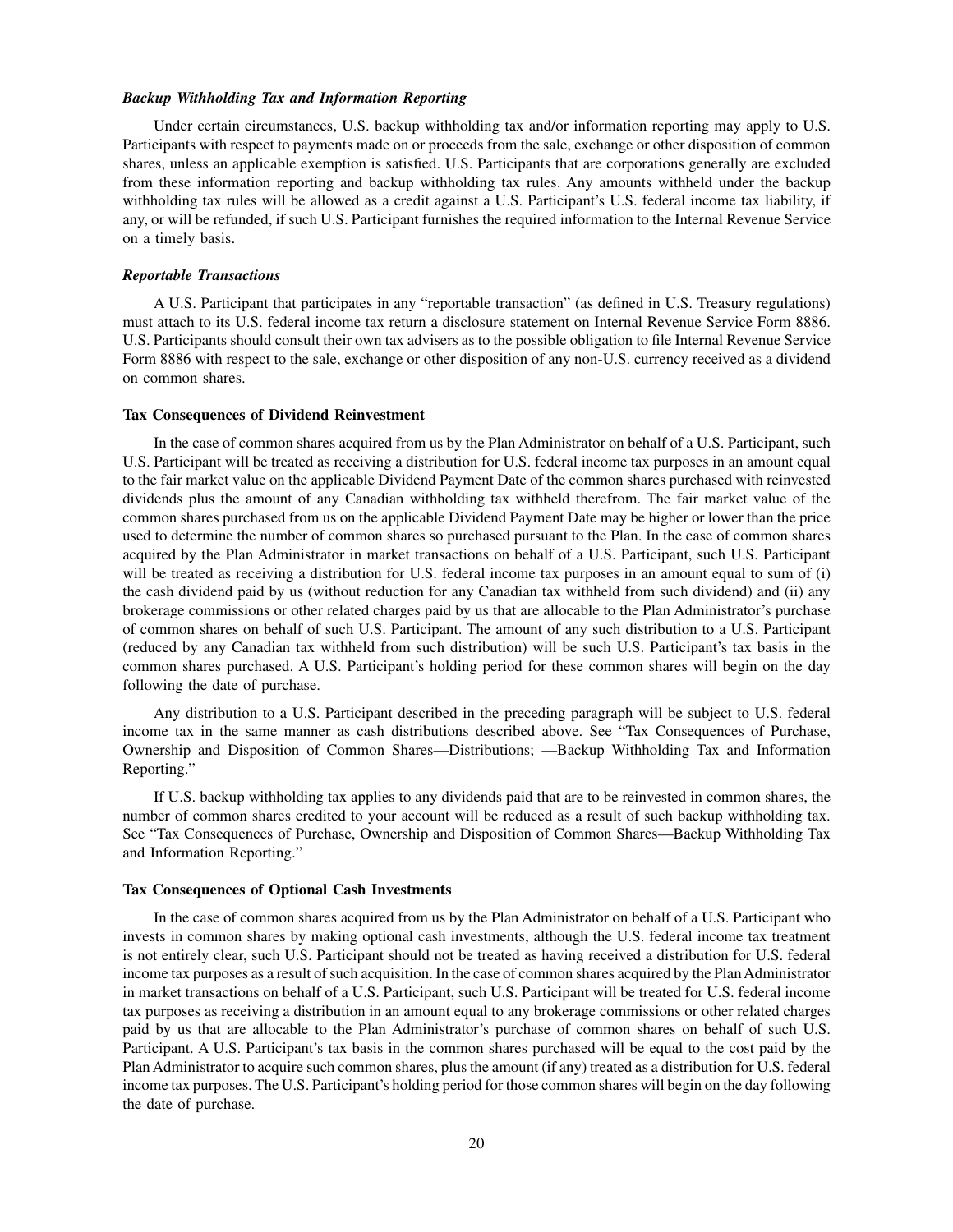***Backup Withholding Tax and Information Reporting***

Under certain circumstances, U.S. backup withholding tax and/or information reporting may apply to U.S. Participants with respect to payments made on or proceeds from the sale, exchange or other disposition of common shares, unless an applicable exemption is satisfied. U.S. Participants that are corporations generally are excluded from these information reporting and backup withholding tax rules. Any amounts withheld under the backup withholding tax rules will be allowed as a credit against a U.S. Participant's U.S. federal income tax liability, if any, or will be refunded, if such U.S. Participant furnishes the required information to the Internal Revenue Service on a timely basis.

***Reportable Transactions***

A U.S. Participant that participates in any "reportable transaction" (as defined in U.S. Treasury regulations) must attach to its U.S. federal income tax return a disclosure statement on Internal Revenue Service Form 8886. U.S. Participants should consult their own tax advisers as to the possible obligation to file Internal Revenue Service Form 8886 with respect to the sale, exchange or other disposition of any non-U.S. currency received as a dividend on common shares.

**Tax Consequences of Dividend Reinvestment**

In the case of common shares acquired from us by the Plan Administrator on behalf of a U.S. Participant, such U.S. Participant will be treated as receiving a distribution for U.S. federal income tax purposes in an amount equal to the fair market value on the applicable Dividend Payment Date of the common shares purchased with reinvested dividends plus the amount of any Canadian withholding tax withheld therefrom. The fair market value of the common shares purchased from us on the applicable Dividend Payment Date may be higher or lower than the price used to determine the number of common shares so purchased pursuant to the Plan. In the case of common shares acquired by the Plan Administrator in market transactions on behalf of a U.S. Participant, such U.S. Participant will be treated as receiving a distribution for U.S. federal income tax purposes in an amount equal to sum of (i) the cash dividend paid by us (without reduction for any Canadian tax withheld from such dividend) and (ii) any brokerage commissions or other related charges paid by us that are allocable to the Plan Administrator's purchase of common shares on behalf of such U.S. Participant. The amount of any such distribution to a U.S. Participant (reduced by any Canadian tax withheld from such distribution) will be such U.S. Participant's tax basis in the common shares purchased. A U.S. Participant's holding period for these common shares will begin on the day following the date of purchase.

Any distribution to a U.S. Participant described in the preceding paragraph will be subject to U.S. federal income tax in the same manner as cash distributions described above. See "Tax Consequences of Purchase, Ownership and Disposition of Common Shares—Distributions; —Backup Withholding Tax and Information Reporting."

If U.S. backup withholding tax applies to any dividends paid that are to be reinvested in common shares, the number of common shares credited to your account will be reduced as a result of such backup withholding tax. See "Tax Consequences of Purchase, Ownership and Disposition of Common Shares—Backup Withholding Tax and Information Reporting."

**Tax Consequences of Optional Cash Investments**

In the case of common shares acquired from us by the Plan Administrator on behalf of a U.S. Participant who invests in common shares by making optional cash investments, although the U.S. federal income tax treatment is not entirely clear, such U.S. Participant should not be treated as having received a distribution for U.S. federal income tax purposes as a result of such acquisition. In the case of common shares acquired by the Plan Administrator in market transactions on behalf of a U.S. Participant, such U.S. Participant will be treated for U.S. federal income tax purposes as receiving a distribution in an amount equal to any brokerage commissions or other related charges paid by us that are allocable to the Plan Administrator's purchase of common shares on behalf of such U.S. Participant. A U.S. Participant's tax basis in the common shares purchased will be equal to the cost paid by the Plan Administrator to acquire such common shares, plus the amount (if any) treated as a distribution for U.S. federal income tax purposes. The U.S. Participant's holding period for those common shares will begin on the day following the date of purchase.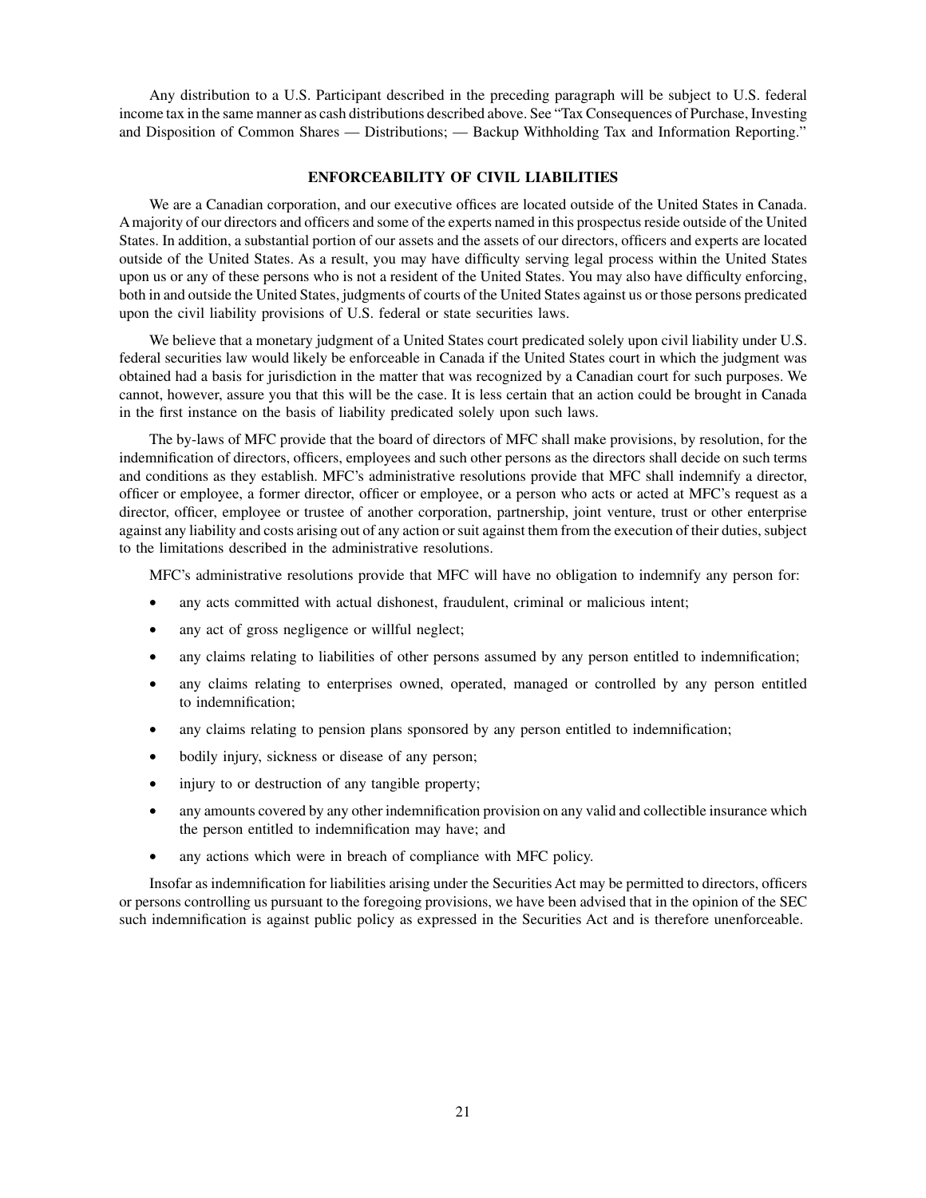Any distribution to a U.S. Participant described in the preceding paragraph will be subject to U.S. federal income tax in the same manner as cash distributions described above. See "Tax Consequences of Purchase, Investing and Disposition of Common Shares — Distributions; — Backup Withholding Tax and Information Reporting."

## ENFORCEABILITY OF CIVIL LIABILITIES

We are a Canadian corporation, and our executive offices are located outside of the United States in Canada. A majority of our directors and officers and some of the experts named in this prospectus reside outside of the United States. In addition, a substantial portion of our assets and the assets of our directors, officers and experts are located outside of the United States. As a result, you may have difficulty serving legal process within the United States upon us or any of these persons who is not a resident of the United States. You may also have difficulty enforcing, both in and outside the United States, judgments of courts of the United States against us or those persons predicated upon the civil liability provisions of U.S. federal or state securities laws.

We believe that a monetary judgment of a United States court predicated solely upon civil liability under U.S. federal securities law would likely be enforceable in Canada if the United States court in which the judgment was obtained had a basis for jurisdiction in the matter that was recognized by a Canadian court for such purposes. We cannot, however, assure you that this will be the case. It is less certain that an action could be brought in Canada in the first instance on the basis of liability predicated solely upon such laws.

The by-laws of MFC provide that the board of directors of MFC shall make provisions, by resolution, for the indemnification of directors, officers, employees and such other persons as the directors shall decide on such terms and conditions as they establish. MFC's administrative resolutions provide that MFC shall indemnify a director, officer or employee, a former director, officer or employee, or a person who acts or acted at MFC's request as a director, officer, employee or trustee of another corporation, partnership, joint venture, trust or other enterprise against any liability and costs arising out of any action or suit against them from the execution of their duties, subject to the limitations described in the administrative resolutions.

MFC's administrative resolutions provide that MFC will have no obligation to indemnify any person for:

- any acts committed with actual dishonest, fraudulent, criminal or malicious intent;
- any act of gross negligence or willful neglect;
- any claims relating to liabilities of other persons assumed by any person entitled to indemnification;
- any claims relating to enterprises owned, operated, managed or controlled by any person entitled to indemnification;
- any claims relating to pension plans sponsored by any person entitled to indemnification;
- bodily injury, sickness or disease of any person;
- injury to or destruction of any tangible property;
- any amounts covered by any other indemnification provision on any valid and collectible insurance which the person entitled to indemnification may have; and
- any actions which were in breach of compliance with MFC policy.

Insofar as indemnification for liabilities arising under the Securities Act may be permitted to directors, officers or persons controlling us pursuant to the foregoing provisions, we have been advised that in the opinion of the SEC such indemnification is against public policy as expressed in the Securities Act and is therefore unenforceable.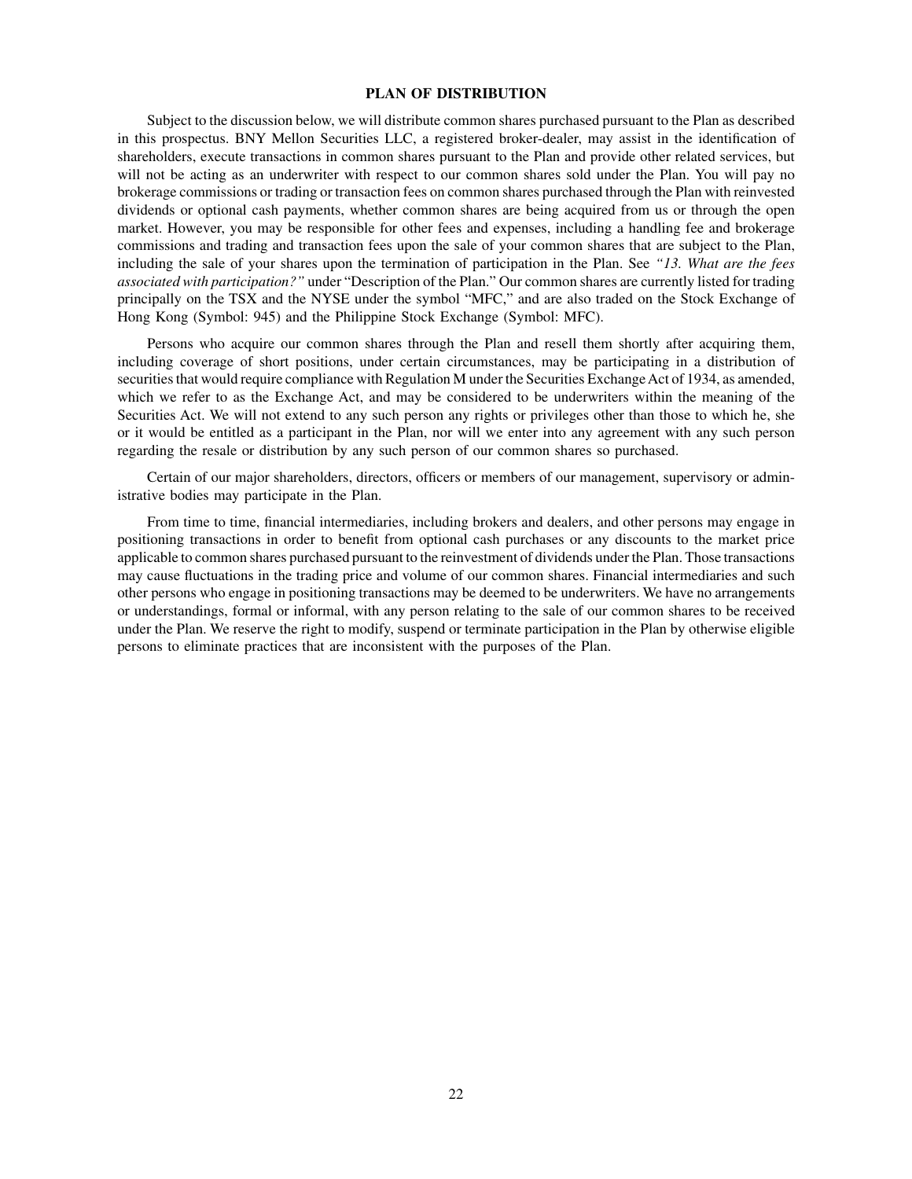## PLAN OF DISTRIBUTION

Subject to the discussion below, we will distribute common shares purchased pursuant to the Plan as described in this prospectus. BNY Mellon Securities LLC, a registered broker-dealer, may assist in the identification of shareholders, execute transactions in common shares pursuant to the Plan and provide other related services, but will not be acting as an underwriter with respect to our common shares sold under the Plan. You will pay no brokerage commissions or trading or transaction fees on common shares purchased through the Plan with reinvested dividends or optional cash payments, whether common shares are being acquired from us or through the open market. However, you may be responsible for other fees and expenses, including a handling fee and brokerage commissions and trading and transaction fees upon the sale of your common shares that are subject to the Plan, including the sale of your shares upon the termination of participation in the Plan. See *"13. What are the fees associated with participation?"* under "Description of the Plan." Our common shares are currently listed for trading principally on the TSX and the NYSE under the symbol "MFC," and are also traded on the Stock Exchange of Hong Kong (Symbol: 945) and the Philippine Stock Exchange (Symbol: MFC).

Persons who acquire our common shares through the Plan and resell them shortly after acquiring them, including coverage of short positions, under certain circumstances, may be participating in a distribution of securities that would require compliance with Regulation M under the Securities Exchange Act of 1934, as amended, which we refer to as the Exchange Act, and may be considered to be underwriters within the meaning of the Securities Act. We will not extend to any such person any rights or privileges other than those to which he, she or it would be entitled as a participant in the Plan, nor will we enter into any agreement with any such person regarding the resale or distribution by any such person of our common shares so purchased.

Certain of our major shareholders, directors, officers or members of our management, supervisory or administrative bodies may participate in the Plan.

From time to time, financial intermediaries, including brokers and dealers, and other persons may engage in positioning transactions in order to benefit from optional cash purchases or any discounts to the market price applicable to common shares purchased pursuant to the reinvestment of dividends under the Plan. Those transactions may cause fluctuations in the trading price and volume of our common shares. Financial intermediaries and such other persons who engage in positioning transactions may be deemed to be underwriters. We have no arrangements or understandings, formal or informal, with any person relating to the sale of our common shares to be received under the Plan. We reserve the right to modify, suspend or terminate participation in the Plan by otherwise eligible persons to eliminate practices that are inconsistent with the purposes of the Plan.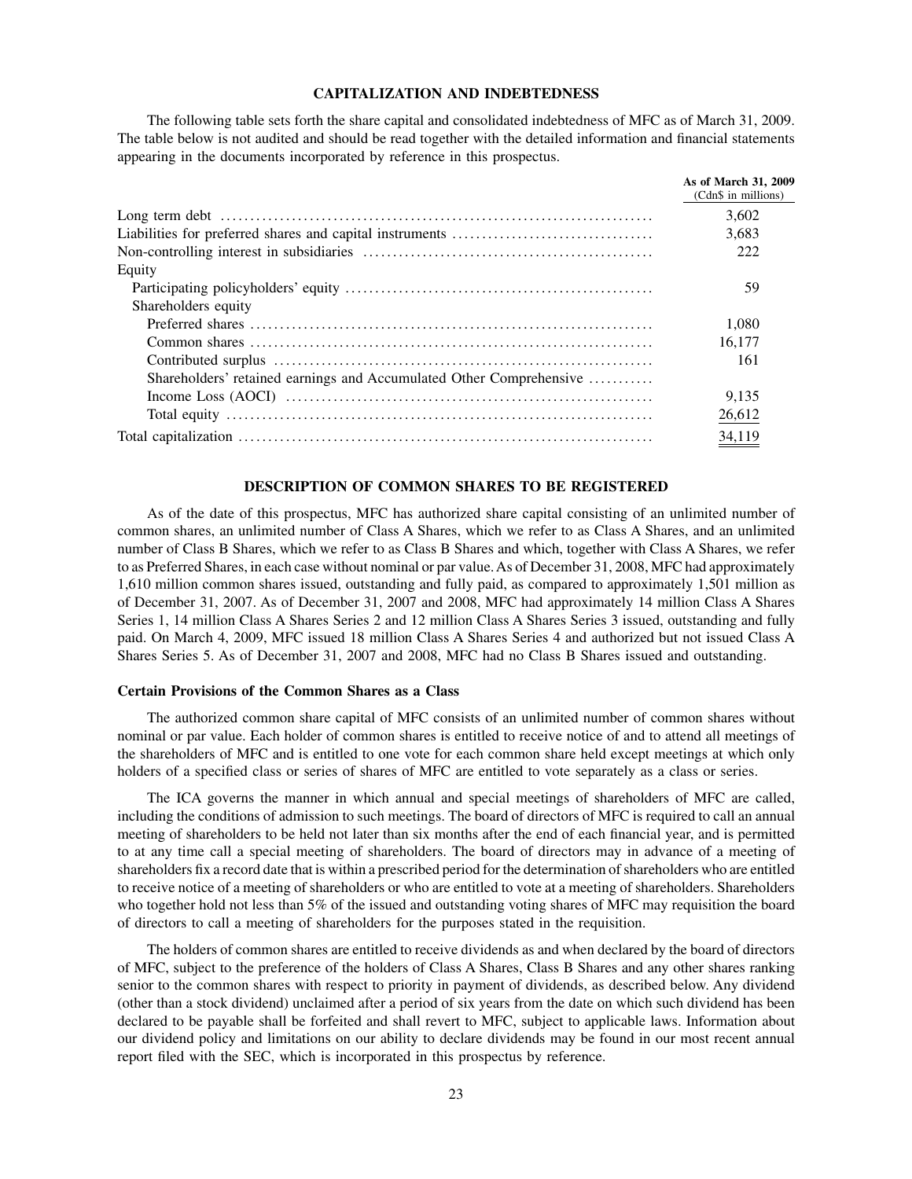## CAPITALIZATION AND INDEBTEDNESS

The following table sets forth the share capital and consolidated indebtedness of MFC as of March 31, 2009. The table below is not audited and should be read together with the detailed information and financial statements appearing in the documents incorporated by reference in this prospectus.

| | As of March 31, 2009 (Cdn$ in millions) |
|---|---|
| Long term debt | 3,602 |
| Liabilities for preferred shares and capital instruments | 3,683 |
| Non-controlling interest in subsidiaries | 222 |
| Equity | |
| Participating policyholders' equity | 59 |
| Shareholders equity | |
| Preferred shares | 1,080 |
| Common shares | 16,177 |
| Contributed surplus | 161 |
| Shareholders' retained earnings and Accumulated Other Comprehensive Income Loss (AOCI) | 9,135 |
| Total equity | 26,612 |
| Total capitalization | 34,119 |

## DESCRIPTION OF COMMON SHARES TO BE REGISTERED

As of the date of this prospectus, MFC has authorized share capital consisting of an unlimited number of common shares, an unlimited number of Class A Shares, which we refer to as Class A Shares, and an unlimited number of Class B Shares, which we refer to as Class B Shares and which, together with Class A Shares, we refer to as Preferred Shares, in each case without nominal or par value. As of December 31, 2008, MFC had approximately 1,610 million common shares issued, outstanding and fully paid, as compared to approximately 1,501 million as of December 31, 2007. As of December 31, 2007 and 2008, MFC had approximately 14 million Class A Shares Series 1, 14 million Class A Shares Series 2 and 12 million Class A Shares Series 3 issued, outstanding and fully paid. On March 4, 2009, MFC issued 18 million Class A Shares Series 4 and authorized but not issued Class A Shares Series 5. As of December 31, 2007 and 2008, MFC had no Class B Shares issued and outstanding.

### Certain Provisions of the Common Shares as a Class

The authorized common share capital of MFC consists of an unlimited number of common shares without nominal or par value. Each holder of common shares is entitled to receive notice of and to attend all meetings of the shareholders of MFC and is entitled to one vote for each common share held except meetings at which only holders of a specified class or series of shares of MFC are entitled to vote separately as a class or series.

The ICA governs the manner in which annual and special meetings of shareholders of MFC are called, including the conditions of admission to such meetings. The board of directors of MFC is required to call an annual meeting of shareholders to be held not later than six months after the end of each financial year, and is permitted to at any time call a special meeting of shareholders. The board of directors may in advance of a meeting of shareholders fix a record date that is within a prescribed period for the determination of shareholders who are entitled to receive notice of a meeting of shareholders or who are entitled to vote at a meeting of shareholders. Shareholders who together hold not less than 5% of the issued and outstanding voting shares of MFC may requisition the board of directors to call a meeting of shareholders for the purposes stated in the requisition.

The holders of common shares are entitled to receive dividends as and when declared by the board of directors of MFC, subject to the preference of the holders of Class A Shares, Class B Shares and any other shares ranking senior to the common shares with respect to priority in payment of dividends, as described below. Any dividend (other than a stock dividend) unclaimed after a period of six years from the date on which such dividend has been declared to be payable shall be forfeited and shall revert to MFC, subject to applicable laws. Information about our dividend policy and limitations on our ability to declare dividends may be found in our most recent annual report filed with the SEC, which is incorporated in this prospectus by reference.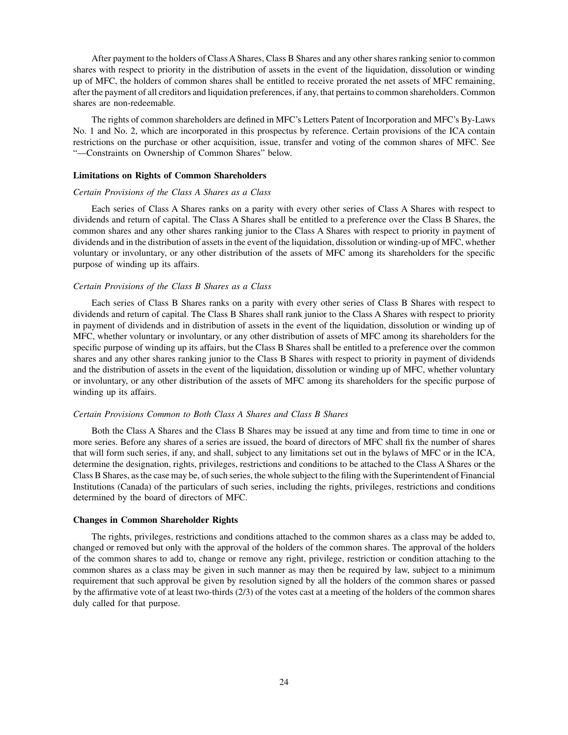After payment to the holders of Class A Shares, Class B Shares and any other shares ranking senior to common shares with respect to priority in the distribution of assets in the event of the liquidation, dissolution or winding up of MFC, the holders of common shares shall be entitled to receive prorated the net assets of MFC remaining, after the payment of all creditors and liquidation preferences, if any, that pertains to common shareholders. Common shares are non-redeemable.

The rights of common shareholders are defined in MFC's Letters Patent of Incorporation and MFC's By-Laws No. 1 and No. 2, which are incorporated in this prospectus by reference. Certain provisions of the ICA contain restrictions on the purchase or other acquisition, issue, transfer and voting of the common shares of MFC. See "—Constraints on Ownership of Common Shares" below.

### Limitations on Rights of Common Shareholders

*Certain Provisions of the Class A Shares as a Class*

Each series of Class A Shares ranks on a parity with every other series of Class A Shares with respect to dividends and return of capital. The Class A Shares shall be entitled to a preference over the Class B Shares, the common shares and any other shares ranking junior to the Class A Shares with respect to priority in payment of dividends and in the distribution of assets in the event of the liquidation, dissolution or winding-up of MFC, whether voluntary or involuntary, or any other distribution of the assets of MFC among its shareholders for the specific purpose of winding up its affairs.

*Certain Provisions of the Class B Shares as a Class*

Each series of Class B Shares ranks on a parity with every other series of Class B Shares with respect to dividends and return of capital. The Class B Shares shall rank junior to the Class A Shares with respect to priority in payment of dividends and in distribution of assets in the event of the liquidation, dissolution or winding up of MFC, whether voluntary or involuntary, or any other distribution of assets of MFC among its shareholders for the specific purpose of winding up its affairs, but the Class B Shares shall be entitled to a preference over the common shares and any other shares ranking junior to the Class B Shares with respect to priority in payment of dividends and the distribution of assets in the event of the liquidation, dissolution or winding up of MFC, whether voluntary or involuntary, or any other distribution of the assets of MFC among its shareholders for the specific purpose of winding up its affairs.

*Certain Provisions Common to Both Class A Shares and Class B Shares*

Both the Class A Shares and the Class B Shares may be issued at any time and from time to time in one or more series. Before any shares of a series are issued, the board of directors of MFC shall fix the number of shares that will form such series, if any, and shall, subject to any limitations set out in the bylaws of MFC or in the ICA, determine the designation, rights, privileges, restrictions and conditions to be attached to the Class A Shares or the Class B Shares, as the case may be, of such series, the whole subject to the filing with the Superintendent of Financial Institutions (Canada) of the particulars of such series, including the rights, privileges, restrictions and conditions determined by the board of directors of MFC.

### Changes in Common Shareholder Rights

The rights, privileges, restrictions and conditions attached to the common shares as a class may be added to, changed or removed but only with the approval of the holders of the common shares. The approval of the holders of the common shares to add to, change or remove any right, privilege, restriction or condition attaching to the common shares as a class may be given in such manner as may then be required by law, subject to a minimum requirement that such approval be given by resolution signed by all the holders of the common shares or passed by the affirmative vote of at least two-thirds (2/3) of the votes cast at a meeting of the holders of the common shares duly called for that purpose.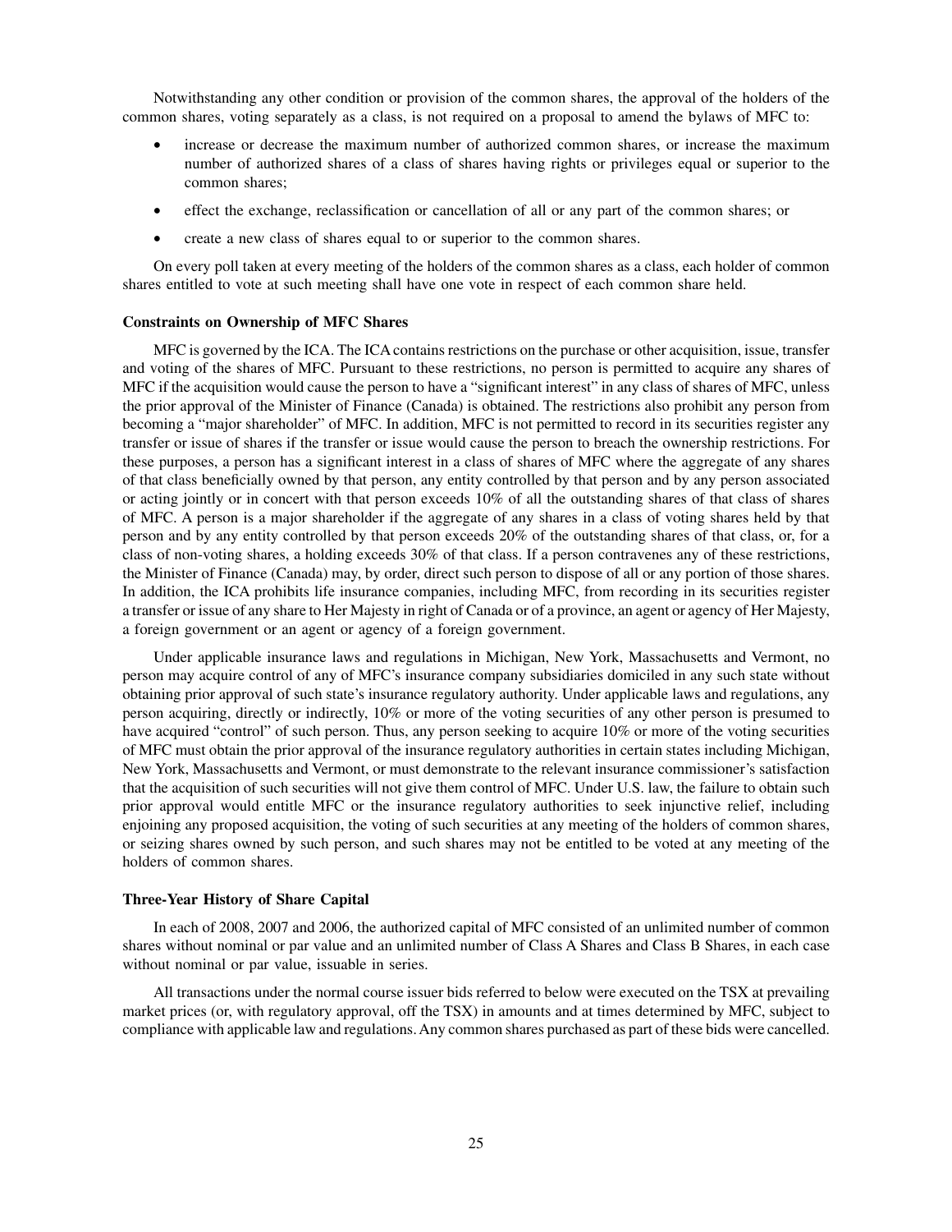Notwithstanding any other condition or provision of the common shares, the approval of the holders of the common shares, voting separately as a class, is not required on a proposal to amend the bylaws of MFC to:

- increase or decrease the maximum number of authorized common shares, or increase the maximum number of authorized shares of a class of shares having rights or privileges equal or superior to the common shares;
- effect the exchange, reclassification or cancellation of all or any part of the common shares; or
- create a new class of shares equal to or superior to the common shares.

On every poll taken at every meeting of the holders of the common shares as a class, each holder of common shares entitled to vote at such meeting shall have one vote in respect of each common share held.

**Constraints on Ownership of MFC Shares**

MFC is governed by the ICA. The ICA contains restrictions on the purchase or other acquisition, issue, transfer and voting of the shares of MFC. Pursuant to these restrictions, no person is permitted to acquire any shares of MFC if the acquisition would cause the person to have a "significant interest" in any class of shares of MFC, unless the prior approval of the Minister of Finance (Canada) is obtained. The restrictions also prohibit any person from becoming a "major shareholder" of MFC. In addition, MFC is not permitted to record in its securities register any transfer or issue of shares if the transfer or issue would cause the person to breach the ownership restrictions. For these purposes, a person has a significant interest in a class of shares of MFC where the aggregate of any shares of that class beneficially owned by that person, any entity controlled by that person and by any person associated or acting jointly or in concert with that person exceeds 10% of all the outstanding shares of that class of shares of MFC. A person is a major shareholder if the aggregate of any shares in a class of voting shares held by that person and by any entity controlled by that person exceeds 20% of the outstanding shares of that class, or, for a class of non-voting shares, a holding exceeds 30% of that class. If a person contravenes any of these restrictions, the Minister of Finance (Canada) may, by order, direct such person to dispose of all or any portion of those shares. In addition, the ICA prohibits life insurance companies, including MFC, from recording in its securities register a transfer or issue of any share to Her Majesty in right of Canada or of a province, an agent or agency of Her Majesty, a foreign government or an agent or agency of a foreign government.

Under applicable insurance laws and regulations in Michigan, New York, Massachusetts and Vermont, no person may acquire control of any of MFC's insurance company subsidiaries domiciled in any such state without obtaining prior approval of such state's insurance regulatory authority. Under applicable laws and regulations, any person acquiring, directly or indirectly, 10% or more of the voting securities of any other person is presumed to have acquired "control" of such person. Thus, any person seeking to acquire 10% or more of the voting securities of MFC must obtain the prior approval of the insurance regulatory authorities in certain states including Michigan, New York, Massachusetts and Vermont, or must demonstrate to the relevant insurance commissioner's satisfaction that the acquisition of such securities will not give them control of MFC. Under U.S. law, the failure to obtain such prior approval would entitle MFC or the insurance regulatory authorities to seek injunctive relief, including enjoining any proposed acquisition, the voting of such securities at any meeting of the holders of common shares, or seizing shares owned by such person, and such shares may not be entitled to be voted at any meeting of the holders of common shares.

**Three-Year History of Share Capital**

In each of 2008, 2007 and 2006, the authorized capital of MFC consisted of an unlimited number of common shares without nominal or par value and an unlimited number of Class A Shares and Class B Shares, in each case without nominal or par value, issuable in series.

All transactions under the normal course issuer bids referred to below were executed on the TSX at prevailing market prices (or, with regulatory approval, off the TSX) in amounts and at times determined by MFC, subject to compliance with applicable law and regulations. Any common shares purchased as part of these bids were cancelled.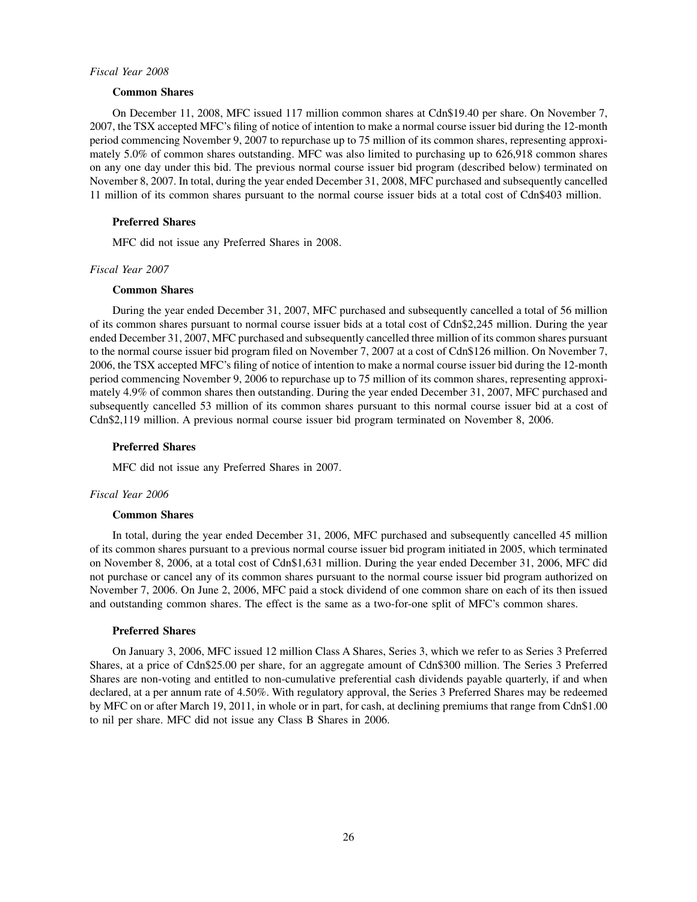*Fiscal Year 2008*

**Common Shares**

On December 11, 2008, MFC issued 117 million common shares at Cdn$19.40 per share. On November 7, 2007, the TSX accepted MFC's filing of notice of intention to make a normal course issuer bid during the 12-month period commencing November 9, 2007 to repurchase up to 75 million of its common shares, representing approximately 5.0% of common shares outstanding. MFC was also limited to purchasing up to 626,918 common shares on any one day under this bid. The previous normal course issuer bid program (described below) terminated on November 8, 2007. In total, during the year ended December 31, 2008, MFC purchased and subsequently cancelled 11 million of its common shares pursuant to the normal course issuer bids at a total cost of Cdn$403 million.

**Preferred Shares**

MFC did not issue any Preferred Shares in 2008.

*Fiscal Year 2007*

**Common Shares**

During the year ended December 31, 2007, MFC purchased and subsequently cancelled a total of 56 million of its common shares pursuant to normal course issuer bids at a total cost of Cdn$2,245 million. During the year ended December 31, 2007, MFC purchased and subsequently cancelled three million of its common shares pursuant to the normal course issuer bid program filed on November 7, 2007 at a cost of Cdn$126 million. On November 7, 2006, the TSX accepted MFC's filing of notice of intention to make a normal course issuer bid during the 12-month period commencing November 9, 2006 to repurchase up to 75 million of its common shares, representing approximately 4.9% of common shares then outstanding. During the year ended December 31, 2007, MFC purchased and subsequently cancelled 53 million of its common shares pursuant to this normal course issuer bid at a cost of Cdn$2,119 million. A previous normal course issuer bid program terminated on November 8, 2006.

**Preferred Shares**

MFC did not issue any Preferred Shares in 2007.

*Fiscal Year 2006*

**Common Shares**

In total, during the year ended December 31, 2006, MFC purchased and subsequently cancelled 45 million of its common shares pursuant to a previous normal course issuer bid program initiated in 2005, which terminated on November 8, 2006, at a total cost of Cdn$1,631 million. During the year ended December 31, 2006, MFC did not purchase or cancel any of its common shares pursuant to the normal course issuer bid program authorized on November 7, 2006. On June 2, 2006, MFC paid a stock dividend of one common share on each of its then issued and outstanding common shares. The effect is the same as a two-for-one split of MFC's common shares.

**Preferred Shares**

On January 3, 2006, MFC issued 12 million Class A Shares, Series 3, which we refer to as Series 3 Preferred Shares, at a price of Cdn$25.00 per share, for an aggregate amount of Cdn$300 million. The Series 3 Preferred Shares are non-voting and entitled to non-cumulative preferential cash dividends payable quarterly, if and when declared, at a per annum rate of 4.50%. With regulatory approval, the Series 3 Preferred Shares may be redeemed by MFC on or after March 19, 2011, in whole or in part, for cash, at declining premiums that range from Cdn$1.00 to nil per share. MFC did not issue any Class B Shares in 2006.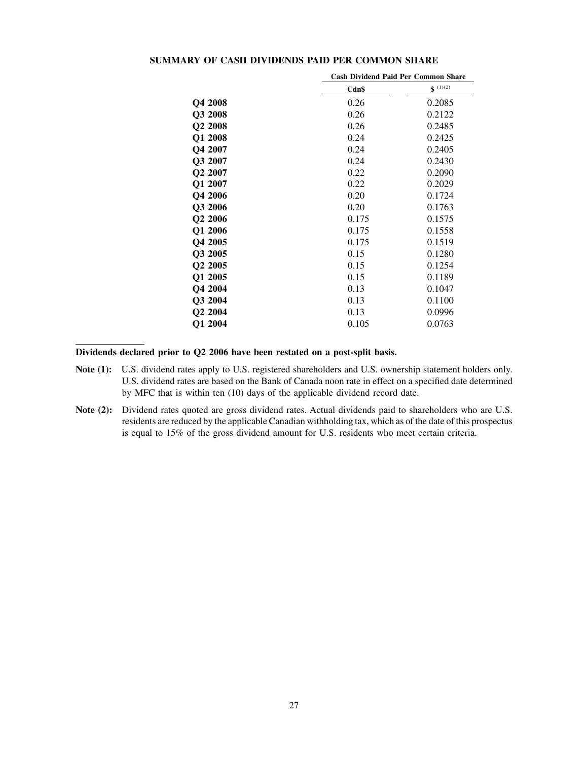## SUMMARY OF CASH DIVIDENDS PAID PER COMMON SHARE

| | Cash Dividend Paid Per Common Share | |
|---|---|---|
| | Cdn$ | $ [(1)(2)] |
| **Q4 2008** | 0.26 | 0.2085 |
| **Q3 2008** | 0.26 | 0.2122 |
| **Q2 2008** | 0.26 | 0.2485 |
| **Q1 2008** | 0.24 | 0.2425 |
| **Q4 2007** | 0.24 | 0.2405 |
| **Q3 2007** | 0.24 | 0.2430 |
| **Q2 2007** | 0.22 | 0.2090 |
| **Q1 2007** | 0.22 | 0.2029 |
| **Q4 2006** | 0.20 | 0.1724 |
| **Q3 2006** | 0.20 | 0.1763 |
| **Q2 2006** | 0.175 | 0.1575 |
| **Q1 2006** | 0.175 | 0.1558 |
| **Q4 2005** | 0.175 | 0.1519 |
| **Q3 2005** | 0.15 | 0.1280 |
| **Q2 2005** | 0.15 | 0.1254 |
| **Q1 2005** | 0.15 | 0.1189 |
| **Q4 2004** | 0.13 | 0.1047 |
| **Q3 2004** | 0.13 | 0.1100 |
| **Q2 2004** | 0.13 | 0.0996 |
| **Q1 2004** | 0.105 | 0.0763 |

**Dividends declared prior to Q2 2006 have been restated on a post-split basis.**

**Note (1):** U.S. dividend rates apply to U.S. registered shareholders and U.S. ownership statement holders only. U.S. dividend rates are based on the Bank of Canada noon rate in effect on a specified date determined by MFC that is within ten (10) days of the applicable dividend record date.

**Note (2):** Dividend rates quoted are gross dividend rates. Actual dividends paid to shareholders who are U.S. residents are reduced by the applicable Canadian withholding tax, which as of the date of this prospectus is equal to 15% of the gross dividend amount for U.S. residents who meet certain criteria.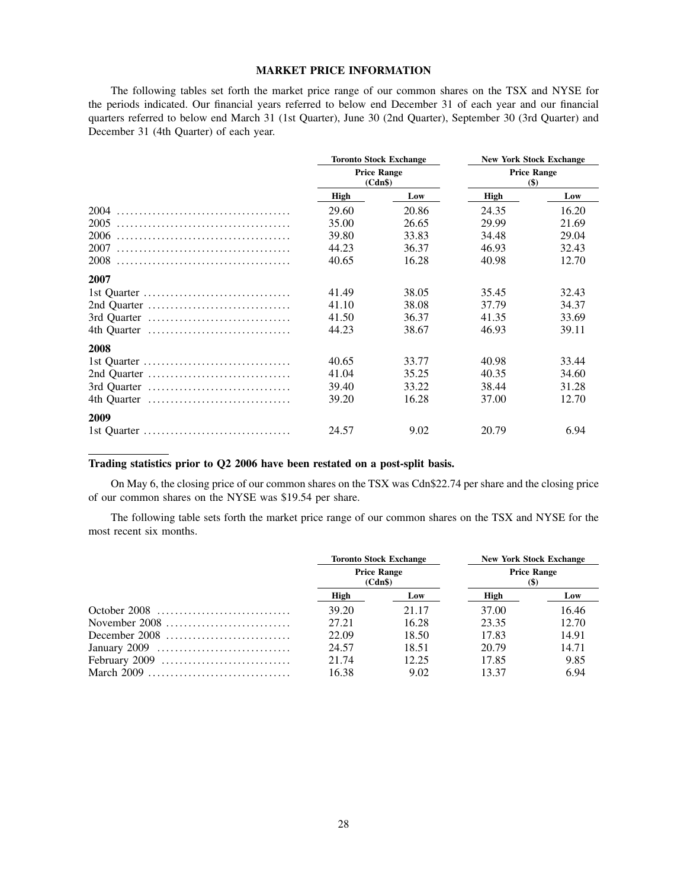## MARKET PRICE INFORMATION

The following tables set forth the market price range of our common shares on the TSX and NYSE for the periods indicated. Our financial years referred to below end December 31 of each year and our financial quarters referred to below end March 31 (1st Quarter), June 30 (2nd Quarter), September 30 (3rd Quarter) and December 31 (4th Quarter) of each year.

| | Toronto Stock Exchange | | New York Stock Exchange | |
|---|---|---|---|---|
| | Price Range (Cdn$) | | Price Range ($) | |
| | High | Low | High | Low |
| 2004 | 29.60 | 20.86 | 24.35 | 16.20 |
| 2005 | 35.00 | 26.65 | 29.99 | 21.69 |
| 2006 | 39.80 | 33.83 | 34.48 | 29.04 |
| 2007 | 44.23 | 36.37 | 46.93 | 32.43 |
| 2008 | 40.65 | 16.28 | 40.98 | 12.70 |
| **2007** | | | | |
| 1st Quarter | 41.49 | 38.05 | 35.45 | 32.43 |
| 2nd Quarter | 41.10 | 38.08 | 37.79 | 34.37 |
| 3rd Quarter | 41.50 | 36.37 | 41.35 | 33.69 |
| 4th Quarter | 44.23 | 38.67 | 46.93 | 39.11 |
| **2008** | | | | |
| 1st Quarter | 40.65 | 33.77 | 40.98 | 33.44 |
| 2nd Quarter | 41.04 | 35.25 | 40.35 | 34.60 |
| 3rd Quarter | 39.40 | 33.22 | 38.44 | 31.28 |
| 4th Quarter | 39.20 | 16.28 | 37.00 | 12.70 |
| **2009** | | | | |
| 1st Quarter | 24.57 | 9.02 | 20.79 | 6.94 |

**Trading statistics prior to Q2 2006 have been restated on a post-split basis.**

On May 6, the closing price of our common shares on the TSX was Cdn$22.74 per share and the closing price of our common shares on the NYSE was $19.54 per share.

The following table sets forth the market price range of our common shares on the TSX and NYSE for the most recent six months.

| | Toronto Stock Exchange | | New York Stock Exchange | |
|---|---|---|---|---|
| | Price Range (Cdn$) | | Price Range ($) | |
| | High | Low | High | Low |
| October 2008 | 39.20 | 21.17 | 37.00 | 16.46 |
| November 2008 | 27.21 | 16.28 | 23.35 | 12.70 |
| December 2008 | 22.09 | 18.50 | 17.83 | 14.91 |
| January 2009 | 24.57 | 18.51 | 20.79 | 14.71 |
| February 2009 | 21.74 | 12.25 | 17.85 | 9.85 |
| March 2009 | 16.38 | 9.02 | 13.37 | 6.94 |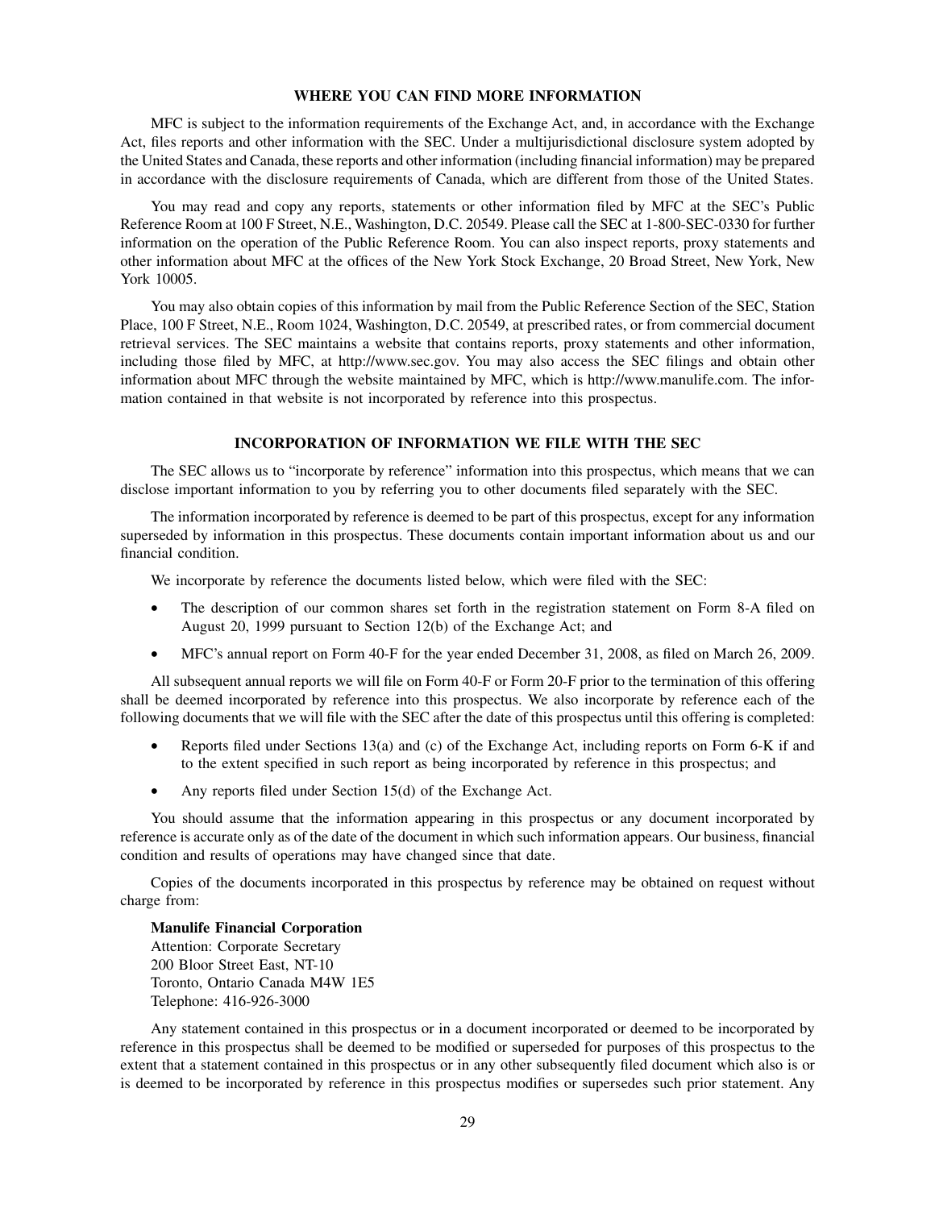## WHERE YOU CAN FIND MORE INFORMATION

MFC is subject to the information requirements of the Exchange Act, and, in accordance with the Exchange Act, files reports and other information with the SEC. Under a multijurisdictional disclosure system adopted by the United States and Canada, these reports and other information (including financial information) may be prepared in accordance with the disclosure requirements of Canada, which are different from those of the United States.

You may read and copy any reports, statements or other information filed by MFC at the SEC's Public Reference Room at 100 F Street, N.E., Washington, D.C. 20549. Please call the SEC at 1-800-SEC-0330 for further information on the operation of the Public Reference Room. You can also inspect reports, proxy statements and other information about MFC at the offices of the New York Stock Exchange, 20 Broad Street, New York, New York 10005.

You may also obtain copies of this information by mail from the Public Reference Section of the SEC, Station Place, 100 F Street, N.E., Room 1024, Washington, D.C. 20549, at prescribed rates, or from commercial document retrieval services. The SEC maintains a website that contains reports, proxy statements and other information, including those filed by MFC, at http://www.sec.gov. You may also access the SEC filings and obtain other information about MFC through the website maintained by MFC, which is http://www.manulife.com. The information contained in that website is not incorporated by reference into this prospectus.

## INCORPORATION OF INFORMATION WE FILE WITH THE SEC

The SEC allows us to "incorporate by reference" information into this prospectus, which means that we can disclose important information to you by referring you to other documents filed separately with the SEC.

The information incorporated by reference is deemed to be part of this prospectus, except for any information superseded by information in this prospectus. These documents contain important information about us and our financial condition.

We incorporate by reference the documents listed below, which were filed with the SEC:

- The description of our common shares set forth in the registration statement on Form 8-A filed on August 20, 1999 pursuant to Section 12(b) of the Exchange Act; and
- MFC's annual report on Form 40-F for the year ended December 31, 2008, as filed on March 26, 2009.

All subsequent annual reports we will file on Form 40-F or Form 20-F prior to the termination of this offering shall be deemed incorporated by reference into this prospectus. We also incorporate by reference each of the following documents that we will file with the SEC after the date of this prospectus until this offering is completed:

- Reports filed under Sections 13(a) and (c) of the Exchange Act, including reports on Form 6-K if and to the extent specified in such report as being incorporated by reference in this prospectus; and
- Any reports filed under Section 15(d) of the Exchange Act.

You should assume that the information appearing in this prospectus or any document incorporated by reference is accurate only as of the date of the document in which such information appears. Our business, financial condition and results of operations may have changed since that date.

Copies of the documents incorporated in this prospectus by reference may be obtained on request without charge from:

**Manulife Financial Corporation**
Attention: Corporate Secretary
200 Bloor Street East, NT-10
Toronto, Ontario Canada M4W 1E5
Telephone: 416-926-3000

Any statement contained in this prospectus or in a document incorporated or deemed to be incorporated by reference in this prospectus shall be deemed to be modified or superseded for purposes of this prospectus to the extent that a statement contained in this prospectus or in any other subsequently filed document which also is or is deemed to be incorporated by reference in this prospectus modifies or supersedes such prior statement. Any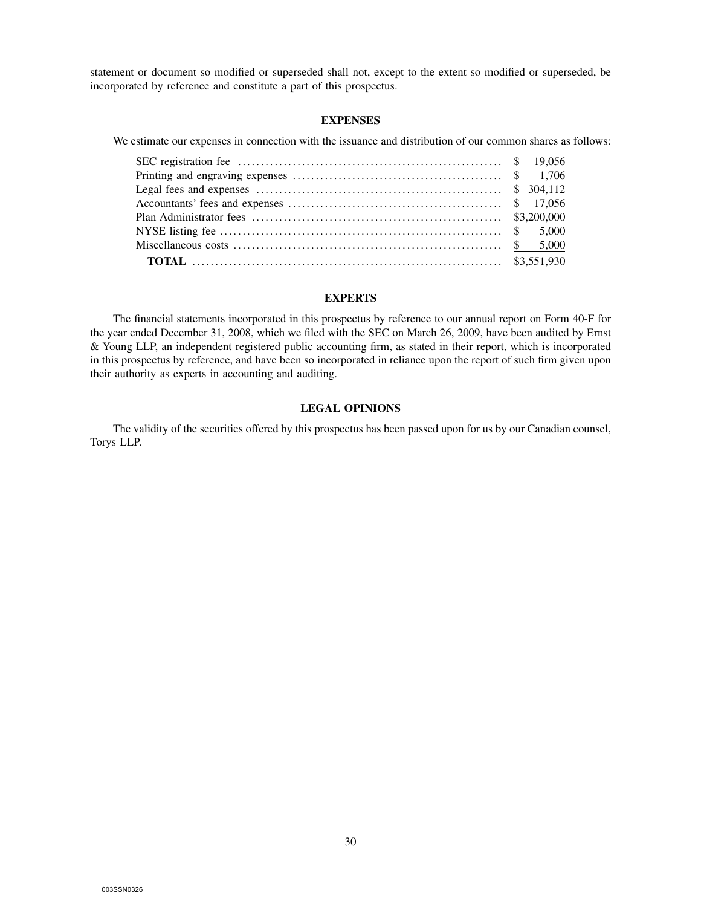statement or document so modified or superseded shall not, except to the extent so modified or superseded, be incorporated by reference and constitute a part of this prospectus.

## EXPENSES

We estimate our expenses in connection with the issuance and distribution of our common shares as follows:

| | |
|---|---|
| SEC registration fee | $ 19,056 |
| Printing and engraving expenses | $ 1,706 |
| Legal fees and expenses | $ 304,112 |
| Accountants' fees and expenses | $ 17,056 |
| Plan Administrator fees | $3,200,000 |
| NYSE listing fee | $ 5,000 |
| Miscellaneous costs | $ 5,000 |
| **TOTAL** | $3,551,930 |

## EXPERTS

The financial statements incorporated in this prospectus by reference to our annual report on Form 40-F for the year ended December 31, 2008, which we filed with the SEC on March 26, 2009, have been audited by Ernst & Young LLP, an independent registered public accounting firm, as stated in their report, which is incorporated in this prospectus by reference, and have been so incorporated in reliance upon the report of such firm given upon their authority as experts in accounting and auditing.

## LEGAL OPINIONS

The validity of the securities offered by this prospectus has been passed upon for us by our Canadian counsel, Torys LLP.